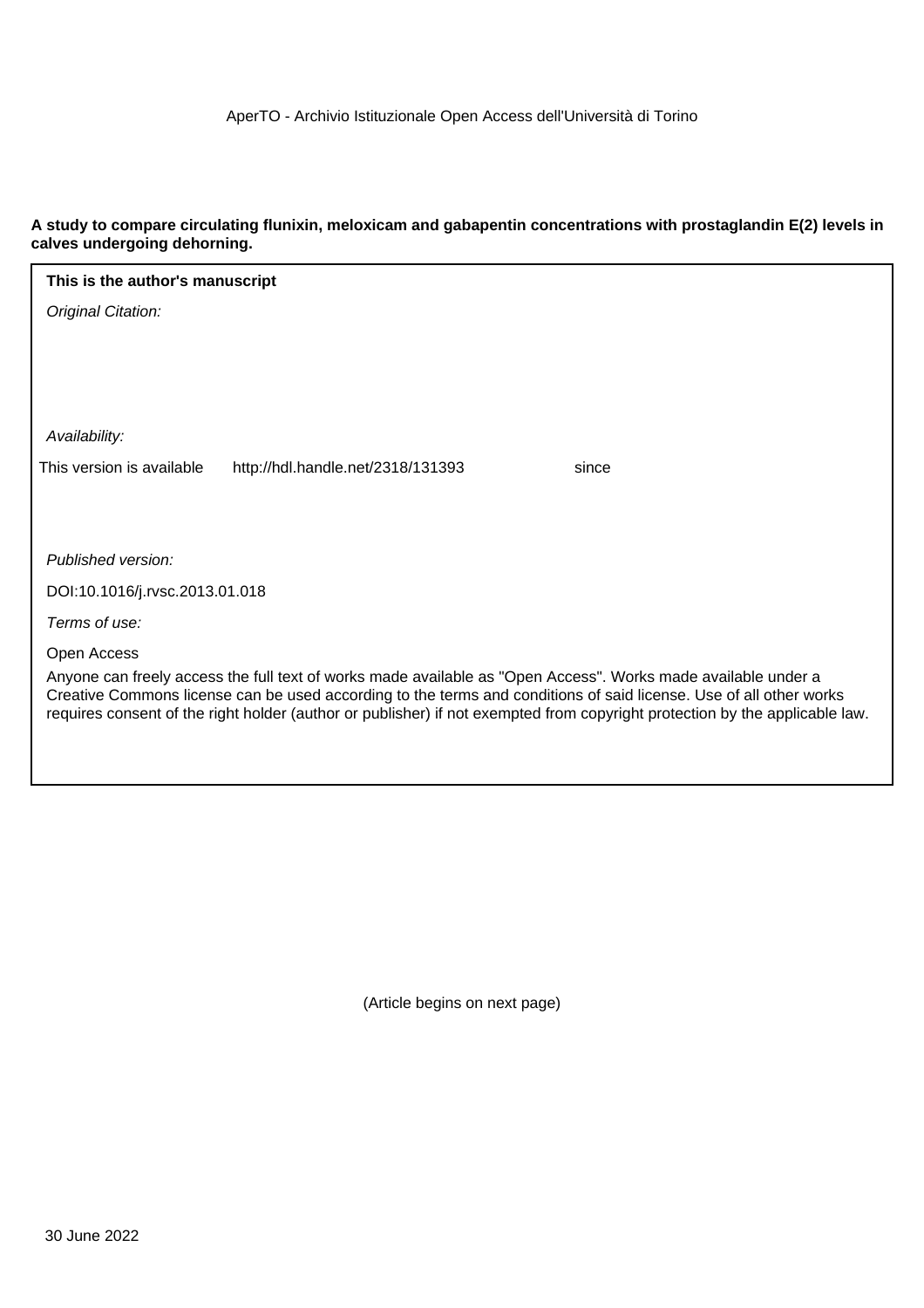AperTO - Archivio Istituzionale Open Access dell'Università di Torino

**A study to compare circulating flunixin, meloxicam and gabapentin concentrations with prostaglandin E(2) levels in calves undergoing dehorning.**

**This is the author's manuscript**

*Original Citation:*

*Availability:*

This version is available http://hdl.handle.net/2318/131393 since

*Published version:*

DOI:10.1016/j.rvsc.2013.01.018

*Terms of use:*

Open Access

Anyone can freely access the full text of works made available as "Open Access". Works made available under a Creative Commons license can be used according to the terms and conditions of said license. Use of all other works requires consent of the right holder (author or publisher) if not exempted from copyright protection by the applicable law.

(Article begins on next page)

30 June 2022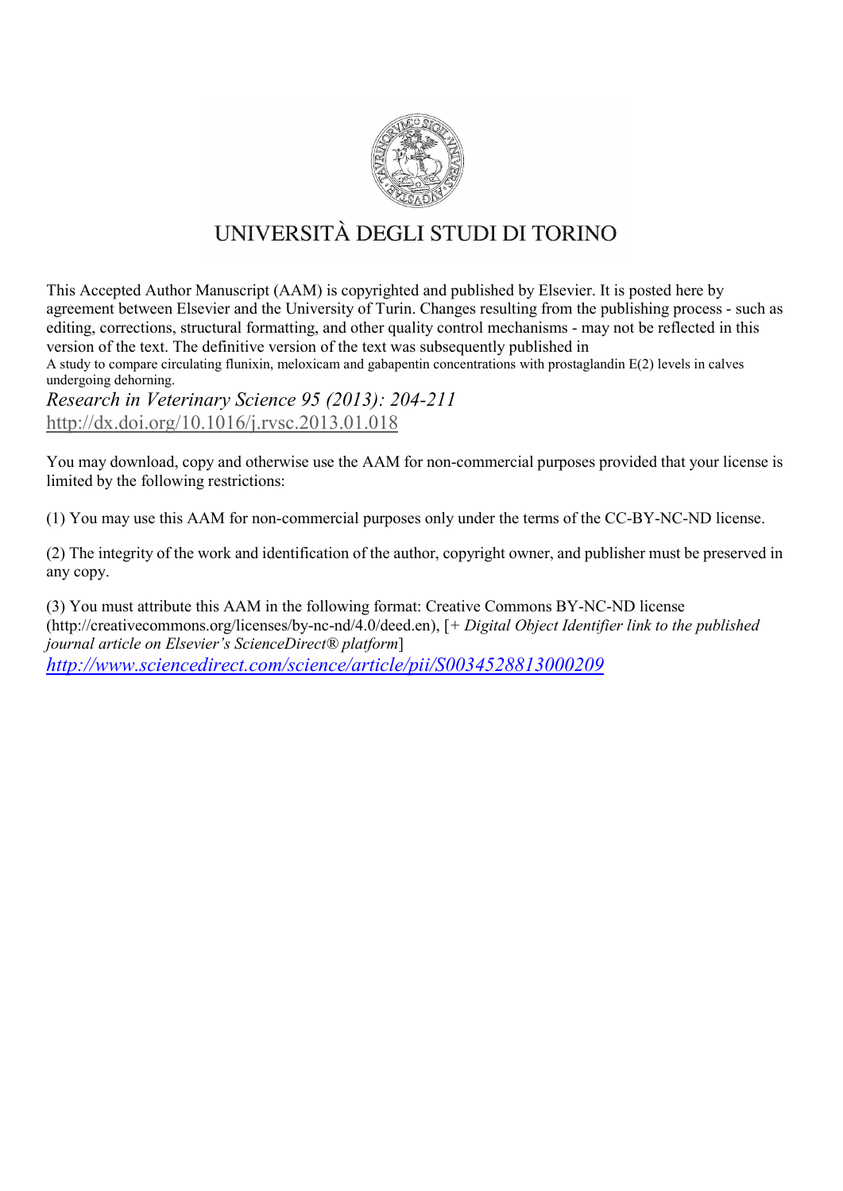UNIVERSITÀ DEGLI STUDI DI TORINO

This Accepted Author Manuscript (AAM) is copyrighted and published by Elsevier. It is posted here by agreement between Elsevier and the University of Turin. Changes resulting from the publishing process - such as editing, corrections, structural formatting, and other quality control mechanisms - may not be reflected in this version of the text. The definitive version of the text was subsequently published in

A study to compare circulating flunixin, meloxicam and gabapentin concentrations with prostaglandin E(2) levels in calves undergoing dehorning.

*Research in Veterinary Science 95 (2013): 204-211*

http://dx.doi.org/10.1016/j.rvsc.2013.01.018

You may download, copy and otherwise use the AAM for non-commercial purposes provided that your license is limited by the following restrictions:

(1) You may use this AAM for non-commercial purposes only under the terms of the CC-BY-NC-ND license.

(2) The integrity of the work and identification of the author, copyright owner, and publisher must be preserved in any copy.

(3) You must attribute this AAM in the following format: Creative Commons BY-NC-ND license (http://creativecommons.org/licenses/by-nc-nd/4.0/deed.en), [+ *Digital Object Identifier link to the published journal article on Elsevier's ScienceDirect® platform*]

*http://www.sciencedirect.com/science/article/pii/S0034528813000209*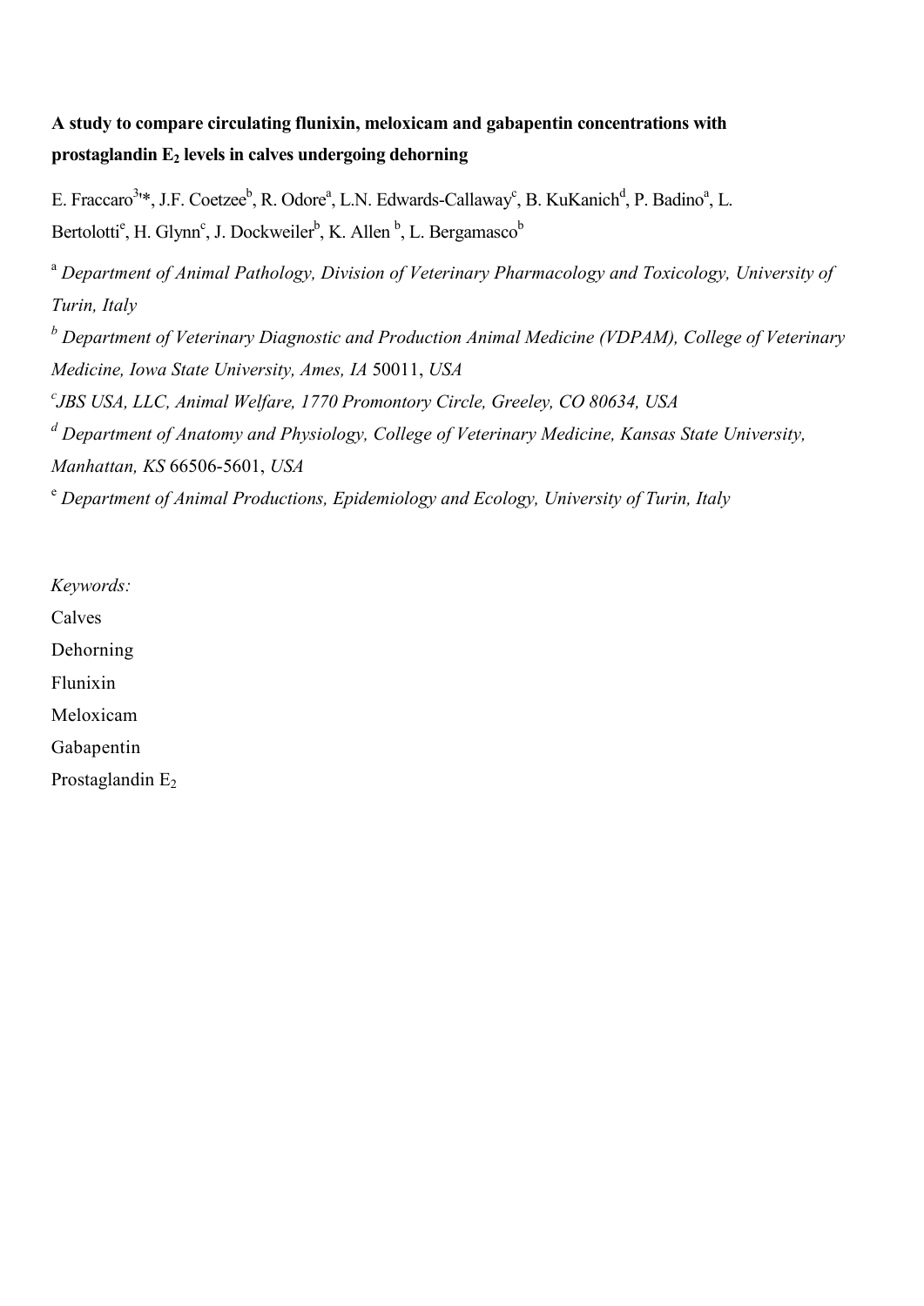**A study to compare circulating flunixin, meloxicam and gabapentin concentrations with prostaglandin $E_2$ levels in calves undergoing dehorning**

E. Fraccaro[3,]*, J.F. Coetzee[b], R. Odore[a], L.N. Edwards-Callaway[c], B. KuKanich[d], P. Badino[a], L. Bertolotti[e], H. Glynn[c], J. Dockweiler[b], K. Allen [b], L. Bergamasco[b]

[a] *Department of Animal Pathology, Division of Veterinary Pharmacology and Toxicology, University of Turin, Italy*

[b] *Department of Veterinary Diagnostic and Production Animal Medicine (VDPAM), College of Veterinary Medicine, Iowa State University, Ames, IA* 50011, *USA*

[c] *JBS USA, LLC, Animal Welfare, 1770 Promontory Circle, Greeley, CO 80634, USA*

[d] *Department of Anatomy and Physiology, College of Veterinary Medicine, Kansas State University, Manhattan, KS* 66506-5601, *USA*

[e] *Department of Animal Productions, Epidemiology and Ecology, University of Turin, Italy*

*Keywords:*

Calves

Dehorning

Flunixin

Meloxicam

Gabapentin

Prostaglandin $E_2$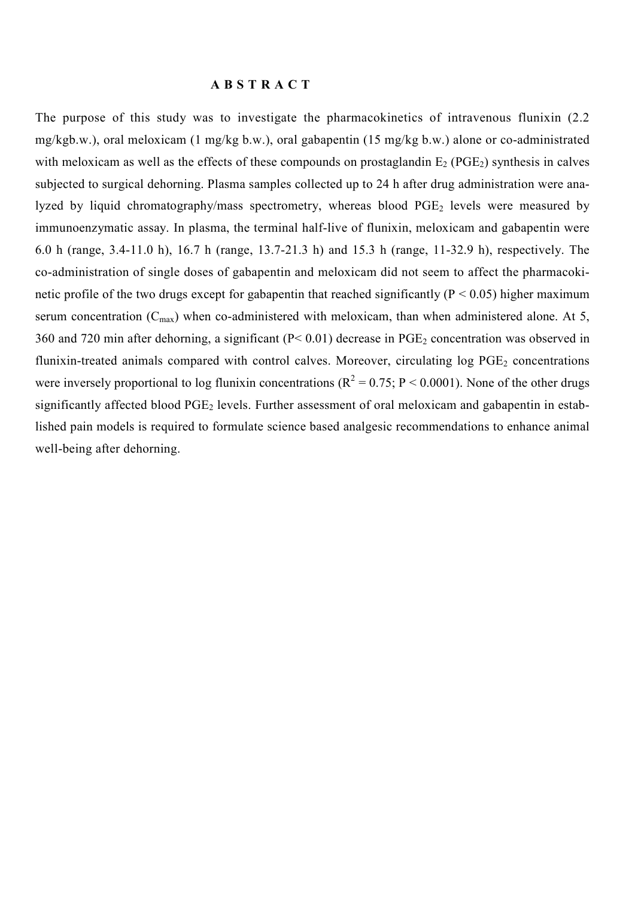# ABSTRACT

The purpose of this study was to investigate the pharmacokinetics of intravenous flunixin (2.2 mg/kgb.w.), oral meloxicam (1 mg/kg b.w.), oral gabapentin (15 mg/kg b.w.) alone or co-administrated with meloxicam as well as the effects of these compounds on prostaglandin $E_2$ ($PGE_2$) synthesis in calves subjected to surgical dehorning. Plasma samples collected up to 24 h after drug administration were analyzed by liquid chromatography/mass spectrometry, whereas blood $PGE_2$ levels were measured by immunoenzymatic assay. In plasma, the terminal half-live of flunixin, meloxicam and gabapentin were 6.0 h (range, 3.4-11.0 h), 16.7 h (range, 13.7-21.3 h) and 15.3 h (range, 11-32.9 h), respectively. The co-administration of single doses of gabapentin and meloxicam did not seem to affect the pharmacokinetic profile of the two drugs except for gabapentin that reached significantly ($P < 0.05$) higher maximum serum concentration ($C_{max}$) when co-administered with meloxicam, than when administered alone. At 5, 360 and 720 min after dehorning, a significant ($P < 0.01$) decrease in $PGE_2$ concentration was observed in flunixin-treated animals compared with control calves. Moreover, circulating log $PGE_2$ concentrations were inversely proportional to log flunixin concentrations ($R^2 = 0.75$; $P < 0.0001$). None of the other drugs significantly affected blood $PGE_2$ levels. Further assessment of oral meloxicam and gabapentin in established pain models is required to formulate science based analgesic recommendations to enhance animal well-being after dehorning.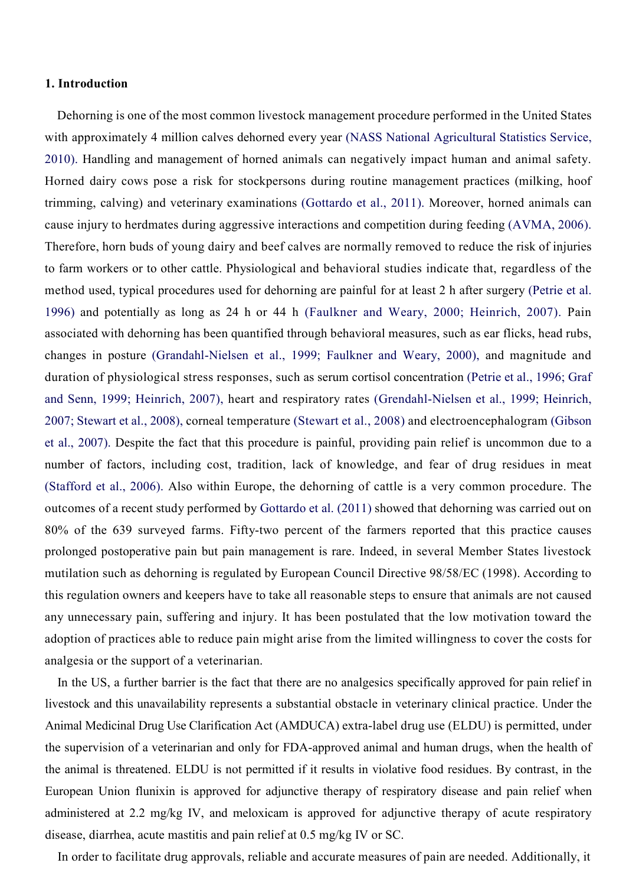## 1. Introduction

Dehorning is one of the most common livestock management procedure performed in the United States with approximately 4 million calves dehorned every year (NASS National Agricultural Statistics Service, 2010). Handling and management of horned animals can negatively impact human and animal safety. Horned dairy cows pose a risk for stockpersons during routine management practices (milking, hoof trimming, calving) and veterinary examinations (Gottardo et al., 2011). Moreover, horned animals can cause injury to herdmates during aggressive interactions and competition during feeding (AVMA, 2006). Therefore, horn buds of young dairy and beef calves are normally removed to reduce the risk of injuries to farm workers or to other cattle. Physiological and behavioral studies indicate that, regardless of the method used, typical procedures used for dehorning are painful for at least 2 h after surgery (Petrie et al. 1996) and potentially as long as 24 h or 44 h (Faulkner and Weary, 2000; Heinrich, 2007). Pain associated with dehorning has been quantified through behavioral measures, such as ear flicks, head rubs, changes in posture (Grandahl-Nielsen et al., 1999; Faulkner and Weary, 2000), and magnitude and duration of physiological stress responses, such as serum cortisol concentration (Petrie et al., 1996; Graf and Senn, 1999; Heinrich, 2007), heart and respiratory rates (Grendahl-Nielsen et al., 1999; Heinrich, 2007; Stewart et al., 2008), corneal temperature (Stewart et al., 2008) and electroencephalogram (Gibson et al., 2007). Despite the fact that this procedure is painful, providing pain relief is uncommon due to a number of factors, including cost, tradition, lack of knowledge, and fear of drug residues in meat (Stafford et al., 2006). Also within Europe, the dehorning of cattle is a very common procedure. The outcomes of a recent study performed by Gottardo et al. (2011) showed that dehorning was carried out on 80% of the 639 surveyed farms. Fifty-two percent of the farmers reported that this practice causes prolonged postoperative pain but pain management is rare. Indeed, in several Member States livestock mutilation such as dehorning is regulated by European Council Directive 98/58/EC (1998). According to this regulation owners and keepers have to take all reasonable steps to ensure that animals are not caused any unnecessary pain, suffering and injury. It has been postulated that the low motivation toward the adoption of practices able to reduce pain might arise from the limited willingness to cover the costs for analgesia or the support of a veterinarian.

In the US, a further barrier is the fact that there are no analgesics specifically approved for pain relief in livestock and this unavailability represents a substantial obstacle in veterinary clinical practice. Under the Animal Medicinal Drug Use Clarification Act (AMDUCA) extra-label drug use (ELDU) is permitted, under the supervision of a veterinarian and only for FDA-approved animal and human drugs, when the health of the animal is threatened. ELDU is not permitted if it results in violative food residues. By contrast, in the European Union flunixin is approved for adjunctive therapy of respiratory disease and pain relief when administered at 2.2 mg/kg IV, and meloxicam is approved for adjunctive therapy of acute respiratory disease, diarrhea, acute mastitis and pain relief at 0.5 mg/kg IV or SC.

In order to facilitate drug approvals, reliable and accurate measures of pain are needed. Additionally, it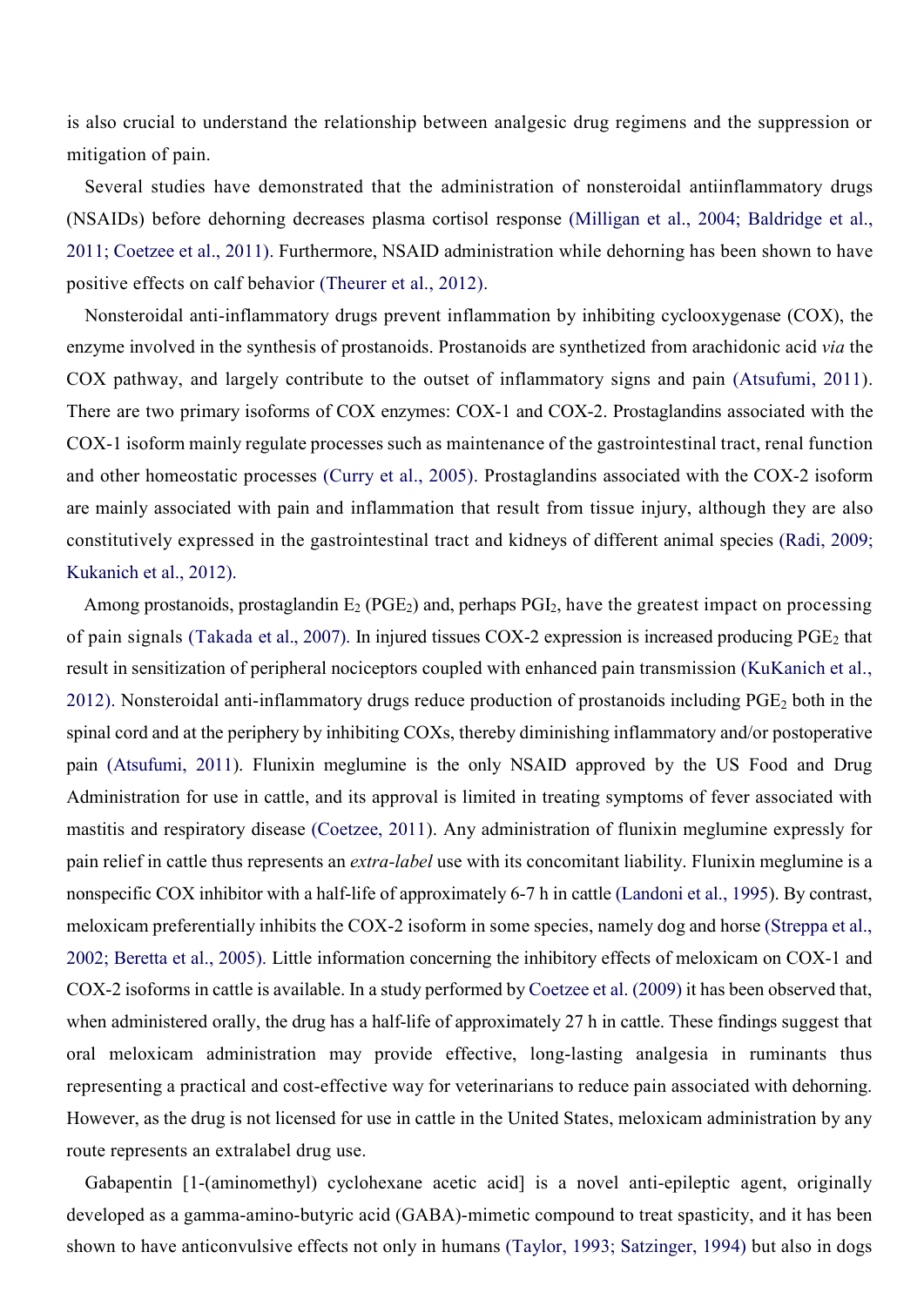is also crucial to understand the relationship between analgesic drug regimens and the suppression or mitigation of pain.

Several studies have demonstrated that the administration of nonsteroidal antiinflammatory drugs (NSAIDs) before dehorning decreases plasma cortisol response (Milligan et al., 2004; Baldridge et al., 2011; Coetzee et al., 2011). Furthermore, NSAID administration while dehorning has been shown to have positive effects on calf behavior (Theurer et al., 2012).

Nonsteroidal anti-inflammatory drugs prevent inflammation by inhibiting cyclooxygenase (COX), the enzyme involved in the synthesis of prostanoids. Prostanoids are synthetized from arachidonic acid *via* the COX pathway, and largely contribute to the outset of inflammatory signs and pain (Atsufumi, 2011). There are two primary isoforms of COX enzymes: COX-1 and COX-2. Prostaglandins associated with the COX-1 isoform mainly regulate processes such as maintenance of the gastrointestinal tract, renal function and other homeostatic processes (Curry et al., 2005). Prostaglandins associated with the COX-2 isoform are mainly associated with pain and inflammation that result from tissue injury, although they are also constitutively expressed in the gastrointestinal tract and kidneys of different animal species (Radi, 2009; Kukanich et al., 2012).

Among prostanoids, prostaglandin $E_2$ ($PGE_2$) and, perhaps $PGI_2$, have the greatest impact on processing of pain signals (Takada et al., 2007). In injured tissues COX-2 expression is increased producing $PGE_2$ that result in sensitization of peripheral nociceptors coupled with enhanced pain transmission (KuKanich et al., 2012). Nonsteroidal anti-inflammatory drugs reduce production of prostanoids including $PGE_2$ both in the spinal cord and at the periphery by inhibiting COXs, thereby diminishing inflammatory and/or postoperative pain (Atsufumi, 2011). Flunixin meglumine is the only NSAID approved by the US Food and Drug Administration for use in cattle, and its approval is limited in treating symptoms of fever associated with mastitis and respiratory disease (Coetzee, 2011). Any administration of flunixin meglumine expressly for pain relief in cattle thus represents an *extra-label* use with its concomitant liability. Flunixin meglumine is a nonspecific COX inhibitor with a half-life of approximately 6-7 h in cattle (Landoni et al., 1995). By contrast, meloxicam preferentially inhibits the COX-2 isoform in some species, namely dog and horse (Streppa et al., 2002; Beretta et al., 2005). Little information concerning the inhibitory effects of meloxicam on COX-1 and COX-2 isoforms in cattle is available. In a study performed by Coetzee et al. (2009) it has been observed that, when administered orally, the drug has a half-life of approximately 27 h in cattle. These findings suggest that oral meloxicam administration may provide effective, long-lasting analgesia in ruminants thus representing a practical and cost-effective way for veterinarians to reduce pain associated with dehorning. However, as the drug is not licensed for use in cattle in the United States, meloxicam administration by any route represents an extralabel drug use.

Gabapentin [1-(aminomethyl) cyclohexane acetic acid] is a novel anti-epileptic agent, originally developed as a gamma-amino-butyric acid (GABA)-mimetic compound to treat spasticity, and it has been shown to have anticonvulsive effects not only in humans (Taylor, 1993; Satzinger, 1994) but also in dogs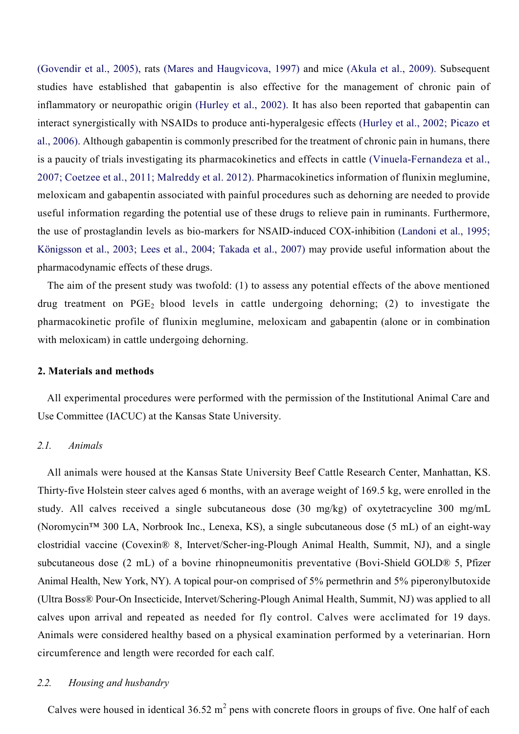(Govendir et al., 2005), rats (Mares and Haugvicova, 1997) and mice (Akula et al., 2009). Subsequent studies have established that gabapentin is also effective for the management of chronic pain of inflammatory or neuropathic origin (Hurley et al., 2002). It has also been reported that gabapentin can interact synergistically with NSAIDs to produce anti-hyperalgesic effects (Hurley et al., 2002; Picazo et al., 2006). Although gabapentin is commonly prescribed for the treatment of chronic pain in humans, there is a paucity of trials investigating its pharmacokinetics and effects in cattle (Vinuela-Fernandeza et al., 2007; Coetzee et al., 2011; Malreddy et al. 2012). Pharmacokinetics information of flunixin meglumine, meloxicam and gabapentin associated with painful procedures such as dehorning are needed to provide useful information regarding the potential use of these drugs to relieve pain in ruminants. Furthermore, the use of prostaglandin levels as bio-markers for NSAID-induced COX-inhibition (Landoni et al., 1995; Königsson et al., 2003; Lees et al., 2004; Takada et al., 2007) may provide useful information about the pharmacodynamic effects of these drugs.

The aim of the present study was twofold: (1) to assess any potential effects of the above mentioned drug treatment on $PGE_2$ blood levels in cattle undergoing dehorning; (2) to investigate the pharmacokinetic profile of flunixin meglumine, meloxicam and gabapentin (alone or in combination with meloxicam) in cattle undergoing dehorning.

## 2. Materials and methods

All experimental procedures were performed with the permission of the Institutional Animal Care and Use Committee (IACUC) at the Kansas State University.

### *2.1. Animals*

All animals were housed at the Kansas State University Beef Cattle Research Center, Manhattan, KS. Thirty-five Holstein steer calves aged 6 months, with an average weight of 169.5 kg, were enrolled in the study. All calves received a single subcutaneous dose (30 mg/kg) of oxytetracycline 300 mg/mL (Noromycin™ 300 LA, Norbrook Inc., Lenexa, KS), a single subcutaneous dose (5 mL) of an eight-way clostridial vaccine (Covexin® 8, Intervet/Scher-ing-Plough Animal Health, Summit, NJ), and a single subcutaneous dose (2 mL) of a bovine rhinopneumonitis preventative (Bovi-Shield GOLD® 5, Pfizer Animal Health, New York, NY). A topical pour-on comprised of 5% permethrin and 5% piperonylbutoxide (Ultra Boss® Pour-On Insecticide, Intervet/Schering-Plough Animal Health, Summit, NJ) was applied to all calves upon arrival and repeated as needed for fly control. Calves were acclimated for 19 days. Animals were considered healthy based on a physical examination performed by a veterinarian. Horn circumference and length were recorded for each calf.

### *2.2. Housing and husbandry*

Calves were housed in identical 36.52 $m^2$ pens with concrete floors in groups of five. One half of each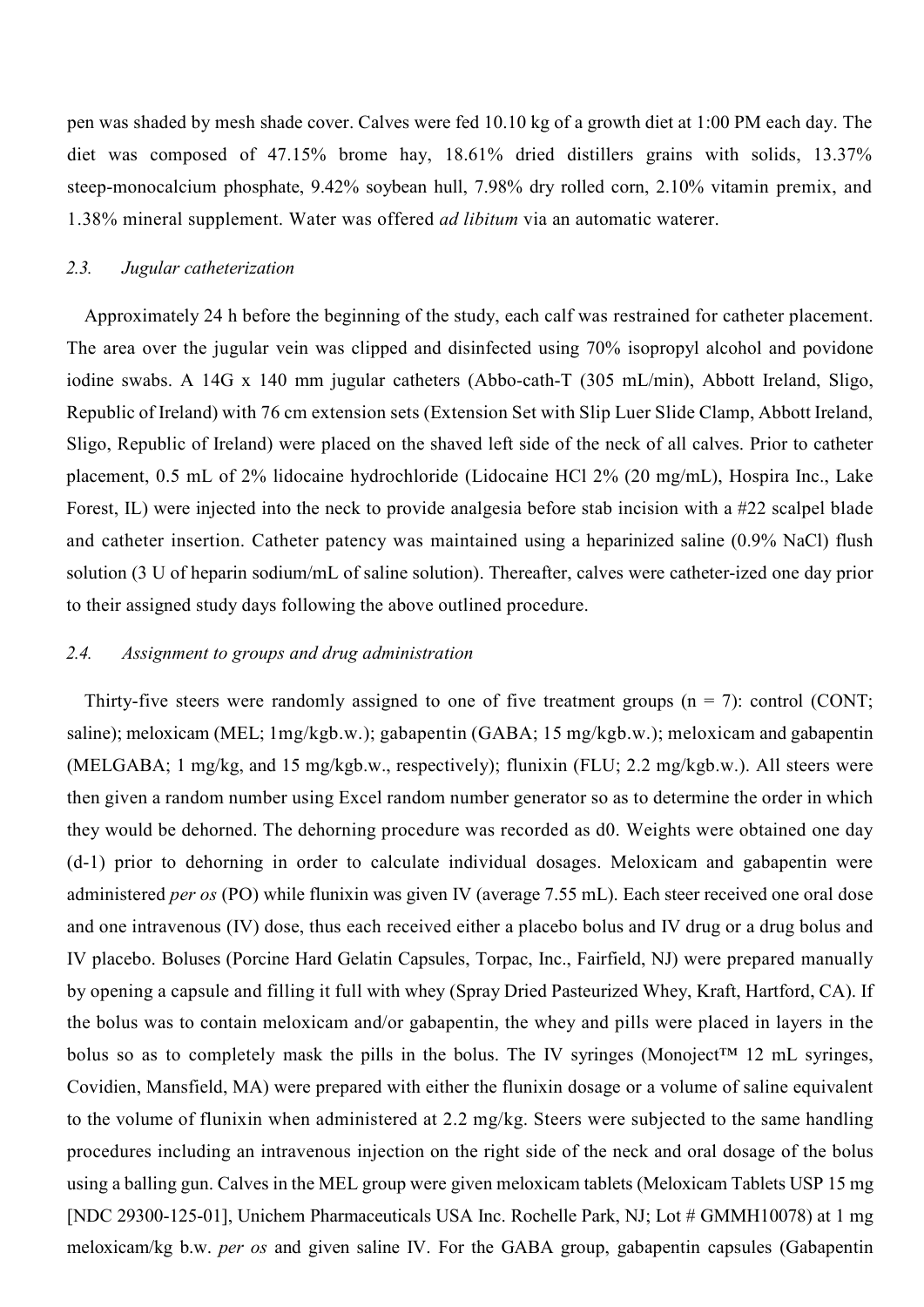pen was shaded by mesh shade cover. Calves were fed 10.10 kg of a growth diet at 1:00 PM each day. The diet was composed of 47.15% brome hay, 18.61% dried distillers grains with solids, 13.37% steep-monocalcium phosphate, 9.42% soybean hull, 7.98% dry rolled corn, 2.10% vitamin premix, and 1.38% mineral supplement. Water was offered *ad libitum* via an automatic waterer.

### 2.3. *Jugular catheterization*

Approximately 24 h before the beginning of the study, each calf was restrained for catheter placement. The area over the jugular vein was clipped and disinfected using 70% isopropyl alcohol and povidone iodine swabs. A 14G x 140 mm jugular catheters (Abbo-cath-T (305 mL/min), Abbott Ireland, Sligo, Republic of Ireland) with 76 cm extension sets (Extension Set with Slip Luer Slide Clamp, Abbott Ireland, Sligo, Republic of Ireland) were placed on the shaved left side of the neck of all calves. Prior to catheter placement, 0.5 mL of 2% lidocaine hydrochloride (Lidocaine HCl 2% (20 mg/mL), Hospira Inc., Lake Forest, IL) were injected into the neck to provide analgesia before stab incision with a #22 scalpel blade and catheter insertion. Catheter patency was maintained using a heparinized saline (0.9% NaCl) flush solution (3 U of heparin sodium/mL of saline solution). Thereafter, calves were catheter-ized one day prior to their assigned study days following the above outlined procedure.

### 2.4. *Assignment to groups and drug administration*

Thirty-five steers were randomly assigned to one of five treatment groups (n = 7): control (CONT; saline); meloxicam (MEL; 1mg/kgb.w.); gabapentin (GABA; 15 mg/kgb.w.); meloxicam and gabapentin (MELGABA; 1 mg/kg, and 15 mg/kgb.w., respectively); flunixin (FLU; 2.2 mg/kgb.w.). All steers were then given a random number using Excel random number generator so as to determine the order in which they would be dehorned. The dehorning procedure was recorded as d0. Weights were obtained one day (d-1) prior to dehorning in order to calculate individual dosages. Meloxicam and gabapentin were administered *per os* (PO) while flunixin was given IV (average 7.55 mL). Each steer received one oral dose and one intravenous (IV) dose, thus each received either a placebo bolus and IV drug or a drug bolus and IV placebo. Boluses (Porcine Hard Gelatin Capsules, Torpac, Inc., Fairfield, NJ) were prepared manually by opening a capsule and filling it full with whey (Spray Dried Pasteurized Whey, Kraft, Hartford, CA). If the bolus was to contain meloxicam and/or gabapentin, the whey and pills were placed in layers in the bolus so as to completely mask the pills in the bolus. The IV syringes (Monoject™ 12 mL syringes, Covidien, Mansfield, MA) were prepared with either the flunixin dosage or a volume of saline equivalent to the volume of flunixin when administered at 2.2 mg/kg. Steers were subjected to the same handling procedures including an intravenous injection on the right side of the neck and oral dosage of the bolus using a balling gun. Calves in the MEL group were given meloxicam tablets (Meloxicam Tablets USP 15 mg [NDC 29300-125-01], Unichem Pharmaceuticals USA Inc. Rochelle Park, NJ; Lot # GMMH10078) at 1 mg meloxicam/kg b.w. *per os* and given saline IV. For the GABA group, gabapentin capsules (Gabapentin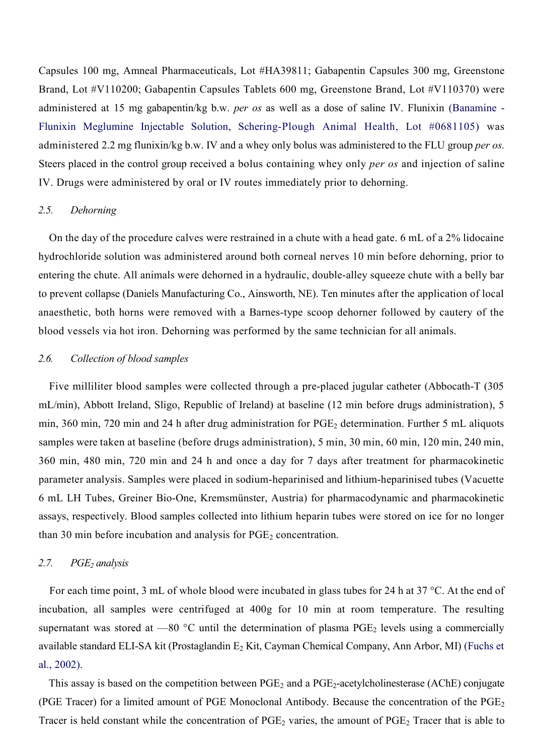Capsules 100 mg, Amneal Pharmaceuticals, Lot #HA39811; Gabapentin Capsules 300 mg, Greenstone Brand, Lot #V110200; Gabapentin Capsules Tablets 600 mg, Greenstone Brand, Lot #V110370) were administered at 15 mg gabapentin/kg b.w. *per os* as well as a dose of saline IV. Flunixin (Banamine - Flunixin Meglumine Injectable Solution, Schering-Plough Animal Health, Lot #0681105) was administered 2.2 mg flunixin/kg b.w. IV and a whey only bolus was administered to the FLU group *per os.* Steers placed in the control group received a bolus containing whey only *per os* and injection of saline IV. Drugs were administered by oral or IV routes immediately prior to dehorning.

### *2.5. Dehorning*

On the day of the procedure calves were restrained in a chute with a head gate. 6 mL of a 2% lidocaine hydrochloride solution was administered around both corneal nerves 10 min before dehorning, prior to entering the chute. All animals were dehorned in a hydraulic, double-alley squeeze chute with a belly bar to prevent collapse (Daniels Manufacturing Co., Ainsworth, NE). Ten minutes after the application of local anaesthetic, both horns were removed with a Barnes-type scoop dehorner followed by cautery of the blood vessels via hot iron. Dehorning was performed by the same technician for all animals.

### *2.6. Collection of blood samples*

Five milliliter blood samples were collected through a pre-placed jugular catheter (Abbocath-T (305 mL/min), Abbott Ireland, Sligo, Republic of Ireland) at baseline (12 min before drugs administration), 5 min, 360 min, 720 min and 24 h after drug administration for $PGE_2$ determination. Further 5 mL aliquots samples were taken at baseline (before drugs administration), 5 min, 30 min, 60 min, 120 min, 240 min, 360 min, 480 min, 720 min and 24 h and once a day for 7 days after treatment for pharmacokinetic parameter analysis. Samples were placed in sodium-heparinised and lithium-heparinised tubes (Vacuette 6 mL LH Tubes, Greiner Bio-One, Kremsmünster, Austria) for pharmacodynamic and pharmacokinetic assays, respectively. Blood samples collected into lithium heparin tubes were stored on ice for no longer than 30 min before incubation and analysis for $PGE_2$ concentration.

### *2.7. $PGE_2$ analysis*

For each time point, 3 mL of whole blood were incubated in glass tubes for 24 h at 37 °C. At the end of incubation, all samples were centrifuged at 400g for 10 min at room temperature. The resulting supernatant was stored at —80 °C until the determination of plasma $PGE_2$ levels using a commercially available standard ELI-SA kit (Prostaglandin $E_2$ Kit, Cayman Chemical Company, Ann Arbor, MI) (Fuchs et al., 2002).

This assay is based on the competition between $PGE_2$ and a $PGE_2$-acetylcholinesterase (AChE) conjugate (PGE Tracer) for a limited amount of PGE Monoclonal Antibody. Because the concentration of the $PGE_2$ Tracer is held constant while the concentration of $PGE_2$ varies, the amount of $PGE_2$ Tracer that is able to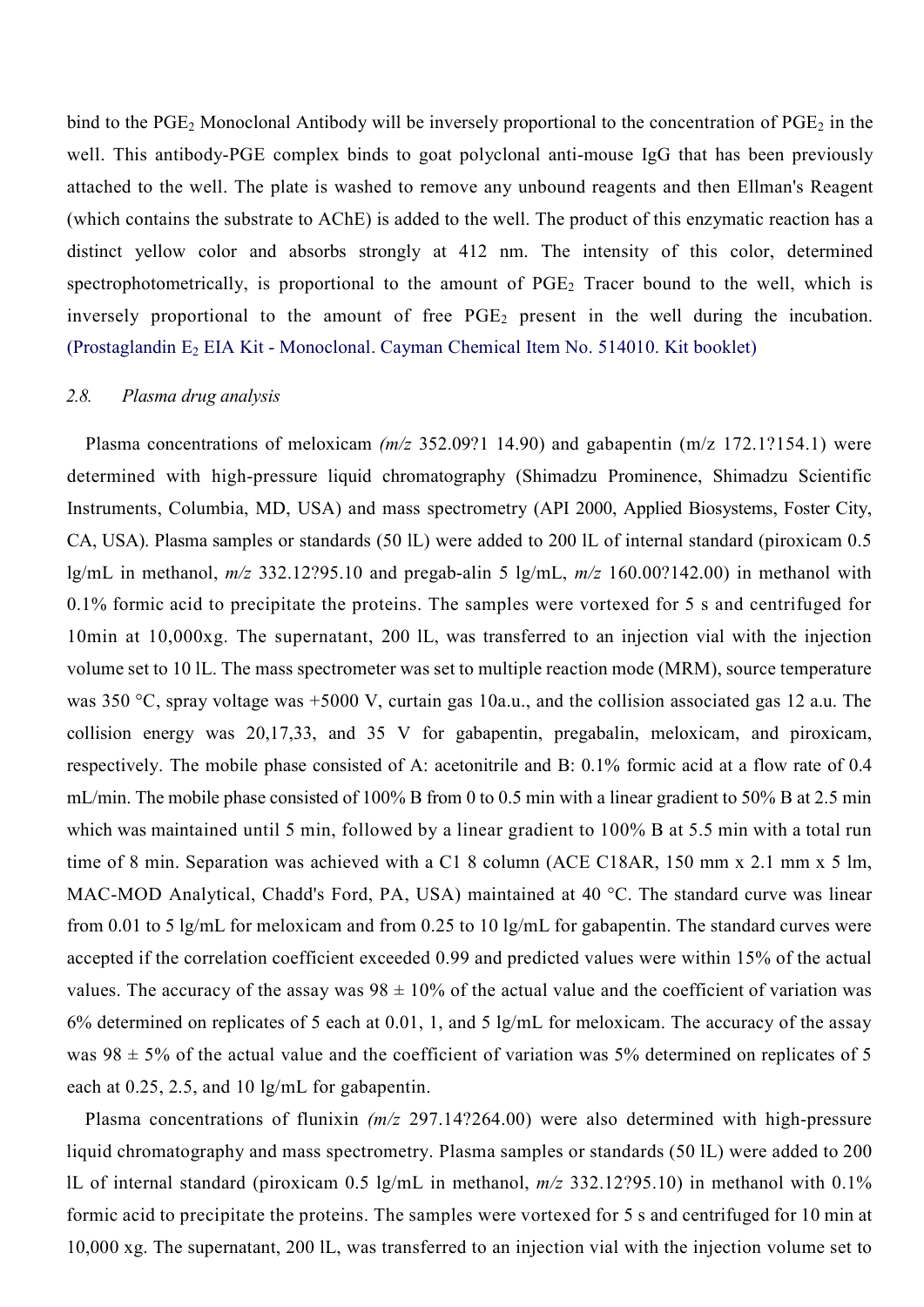bind to the $PGE_2$ Monoclonal Antibody will be inversely proportional to the concentration of $PGE_2$ in the well. This antibody-PGE complex binds to goat polyclonal anti-mouse IgG that has been previously attached to the well. The plate is washed to remove any unbound reagents and then Ellman's Reagent (which contains the substrate to AChE) is added to the well. The product of this enzymatic reaction has a distinct yellow color and absorbs strongly at 412 nm. The intensity of this color, determined spectrophotometrically, is proportional to the amount of $PGE_2$ Tracer bound to the well, which is inversely proportional to the amount of free $PGE_2$ present in the well during the incubation. (Prostaglandin $E_2$ EIA Kit - Monoclonal. Cayman Chemical Item No. 514010. Kit booklet)

### *2.8. Plasma drug analysis*

Plasma concentrations of meloxicam *(m/z* 352.09?1 14.90) and gabapentin (m/z 172.1?154.1) were determined with high-pressure liquid chromatography (Shimadzu Prominence, Shimadzu Scientific Instruments, Columbia, MD, USA) and mass spectrometry (API 2000, Applied Biosystems, Foster City, CA, USA). Plasma samples or standards (50 lL) were added to 200 lL of internal standard (piroxicam 0.5 lg/mL in methanol, *m/z* 332.12?95.10 and pregab-alin 5 lg/mL, *m/z* 160.00?142.00) in methanol with 0.1% formic acid to precipitate the proteins. The samples were vortexed for 5 s and centrifuged for 10min at 10,000xg. The supernatant, 200 lL, was transferred to an injection vial with the injection volume set to 10 lL. The mass spectrometer was set to multiple reaction mode (MRM), source temperature was 350 °C, spray voltage was +5000 V, curtain gas 10a.u., and the collision associated gas 12 a.u. The collision energy was 20,17,33, and 35 V for gabapentin, pregabalin, meloxicam, and piroxicam, respectively. The mobile phase consisted of A: acetonitrile and B: 0.1% formic acid at a flow rate of 0.4 mL/min. The mobile phase consisted of 100% B from 0 to 0.5 min with a linear gradient to 50% B at 2.5 min which was maintained until 5 min, followed by a linear gradient to 100% B at 5.5 min with a total run time of 8 min. Separation was achieved with a C1 8 column (ACE C18AR, 150 mm x 2.1 mm x 5 lm, MAC-MOD Analytical, Chadd's Ford, PA, USA) maintained at 40 °C. The standard curve was linear from 0.01 to 5 lg/mL for meloxicam and from 0.25 to 10 lg/mL for gabapentin. The standard curves were accepted if the correlation coefficient exceeded 0.99 and predicted values were within 15% of the actual values. The accuracy of the assay was 98 ± 10% of the actual value and the coefficient of variation was 6% determined on replicates of 5 each at 0.01, 1, and 5 lg/mL for meloxicam. The accuracy of the assay was 98 ± 5% of the actual value and the coefficient of variation was 5% determined on replicates of 5 each at 0.25, 2.5, and 10 lg/mL for gabapentin.

Plasma concentrations of flunixin *(m/z* 297.14?264.00) were also determined with high-pressure liquid chromatography and mass spectrometry. Plasma samples or standards (50 lL) were added to 200 lL of internal standard (piroxicam 0.5 lg/mL in methanol, *m/z* 332.12?95.10) in methanol with 0.1% formic acid to precipitate the proteins. The samples were vortexed for 5 s and centrifuged for 10 min at 10,000 xg. The supernatant, 200 lL, was transferred to an injection vial with the injection volume set to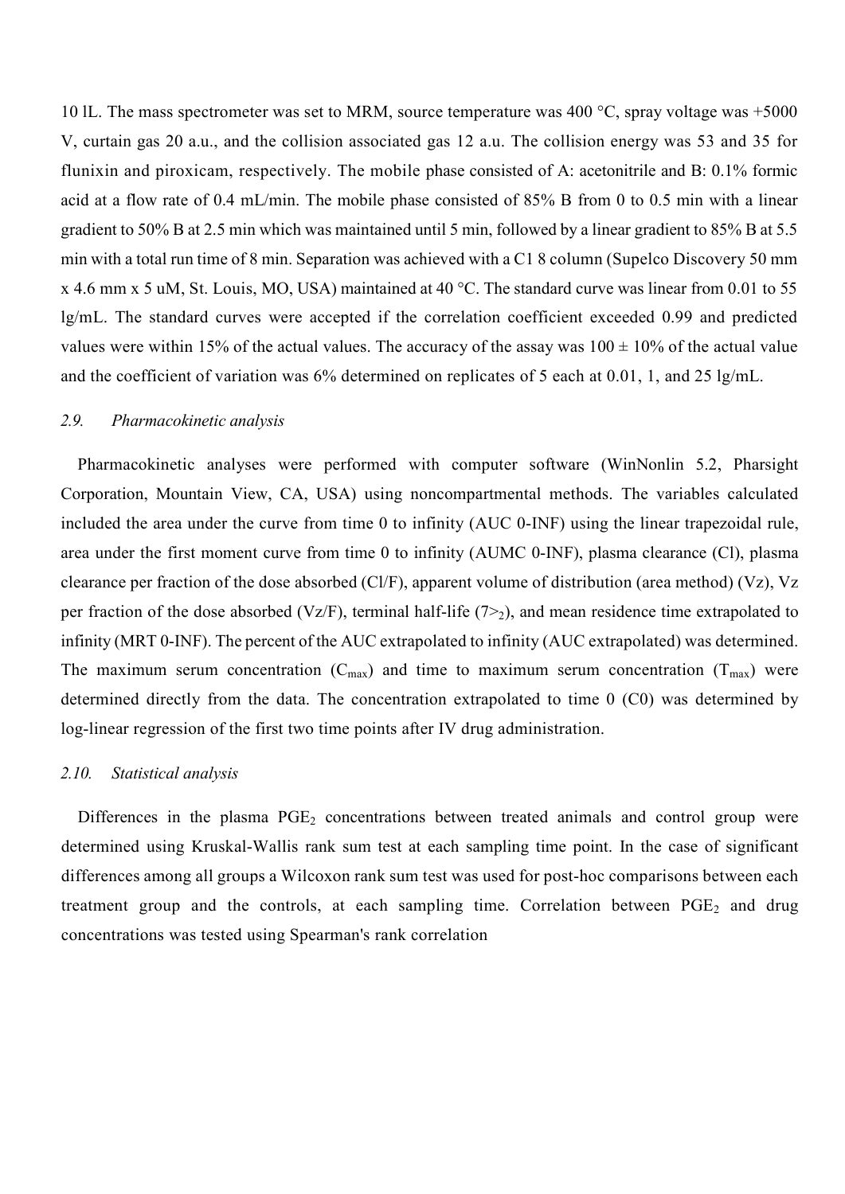10 lL. The mass spectrometer was set to MRM, source temperature was 400 °C, spray voltage was +5000 V, curtain gas 20 a.u., and the collision associated gas 12 a.u. The collision energy was 53 and 35 for flunixin and piroxicam, respectively. The mobile phase consisted of A: acetonitrile and B: 0.1% formic acid at a flow rate of 0.4 mL/min. The mobile phase consisted of 85% B from 0 to 0.5 min with a linear gradient to 50% B at 2.5 min which was maintained until 5 min, followed by a linear gradient to 85% B at 5.5 min with a total run time of 8 min. Separation was achieved with a C1 8 column (Supelco Discovery 50 mm x 4.6 mm x 5 uM, St. Louis, MO, USA) maintained at 40 °C. The standard curve was linear from 0.01 to 55 lg/mL. The standard curves were accepted if the correlation coefficient exceeded 0.99 and predicted values were within 15% of the actual values. The accuracy of the assay was 100 ± 10% of the actual value and the coefficient of variation was 6% determined on replicates of 5 each at 0.01, 1, and 25 lg/mL.

### *2.9. Pharmacokinetic analysis*

Pharmacokinetic analyses were performed with computer software (WinNonlin 5.2, Pharsight Corporation, Mountain View, CA, USA) using noncompartmental methods. The variables calculated included the area under the curve from time 0 to infinity (AUC 0-INF) using the linear trapezoidal rule, area under the first moment curve from time 0 to infinity (AUMC 0-INF), plasma clearance (Cl), plasma clearance per fraction of the dose absorbed (Cl/F), apparent volume of distribution (area method) (Vz), Vz per fraction of the dose absorbed (Vz/F), terminal half-life ($7>_2$), and mean residence time extrapolated to infinity (MRT 0-INF). The percent of the AUC extrapolated to infinity (AUC extrapolated) was determined. The maximum serum concentration ($C_{max}$) and time to maximum serum concentration ($T_{max}$) were determined directly from the data. The concentration extrapolated to time 0 (C0) was determined by log-linear regression of the first two time points after IV drug administration.

### *2.10. Statistical analysis*

Differences in the plasma $PGE_2$ concentrations between treated animals and control group were determined using Kruskal-Wallis rank sum test at each sampling time point. In the case of significant differences among all groups a Wilcoxon rank sum test was used for post-hoc comparisons between each treatment group and the controls, at each sampling time. Correlation between $PGE_2$ and drug concentrations was tested using Spearman's rank correlation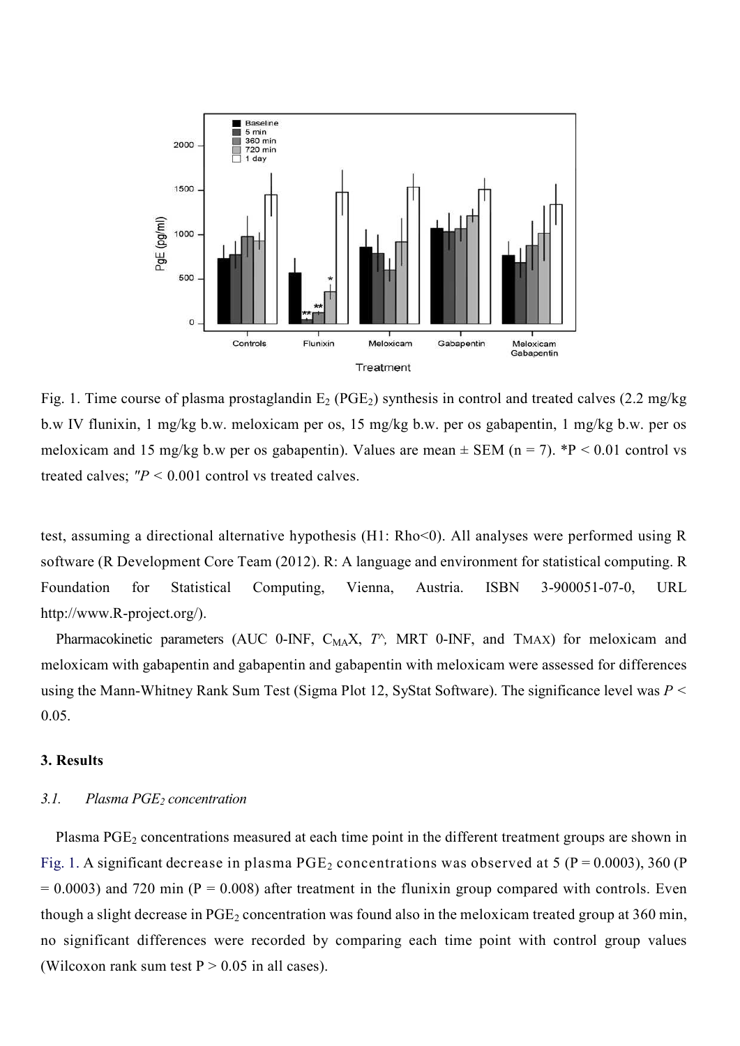Fig. 1. Time course of plasma prostaglandin $E_2$ ($PGE_2$) synthesis in control and treated calves (2.2 mg/kg b.w IV flunixin, 1 mg/kg b.w. meloxicam per os, 15 mg/kg b.w. per os gabapentin, 1 mg/kg b.w. per os meloxicam and 15 mg/kg b.w per os gabapentin). Values are mean ± SEM (n = 7). *P < 0.01 control vs treated calves; "$P$ < 0.001 control vs treated calves.

test, assuming a directional alternative hypothesis (H1: Rho<0). All analyses were performed using R software (R Development Core Team (2012). R: A language and environment for statistical computing. R Foundation for Statistical Computing, Vienna, Austria. ISBN 3-900051-07-0, URL http://www.R-project.org/).

Pharmacokinetic parameters (AUC 0-INF, $C_{MA}X$, $T^{\wedge}$, MRT 0-INF, and TMAX) for meloxicam and meloxicam with gabapentin and gabapentin and gabapentin with meloxicam were assessed for differences using the Mann-Whitney Rank Sum Test (Sigma Plot 12, SyStat Software). The significance level was $P$ < 0.05.

## 3. Results

### *3.1. Plasma $PGE_2$ concentration*

Plasma $PGE_2$ concentrations measured at each time point in the different treatment groups are shown in Fig. 1. A significant decrease in plasma $PGE_2$ concentrations was observed at 5 (P = 0.0003), 360 (P = 0.0003) and 720 min (P = 0.008) after treatment in the flunixin group compared with controls. Even though a slight decrease in $PGE_2$ concentration was found also in the meloxicam treated group at 360 min, no significant differences were recorded by comparing each time point with control group values (Wilcoxon rank sum test P > 0.05 in all cases).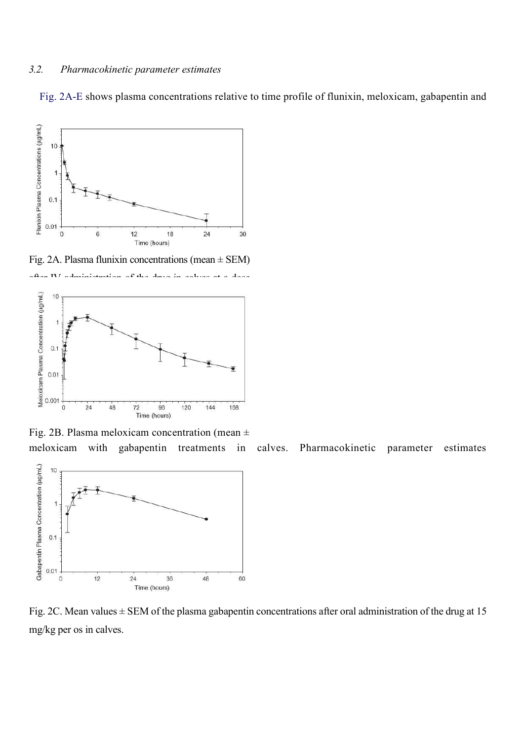*3.2. Pharmacokinetic parameter estimates*

Fig. 2A-E shows plasma concentrations relative to time profile of flunixin, meloxicam, gabapentin and

Fig. 2A. Plasma flunixin concentrations (mean ± SEM)

Fig. 2B. Plasma meloxicam concentration (mean ±

meloxicam with gabapentin treatments in calves. Pharmacokinetic parameter estimates

Fig. 2C. Mean values ± SEM of the plasma gabapentin concentrations after oral administration of the drug at 15 mg/kg per os in calves.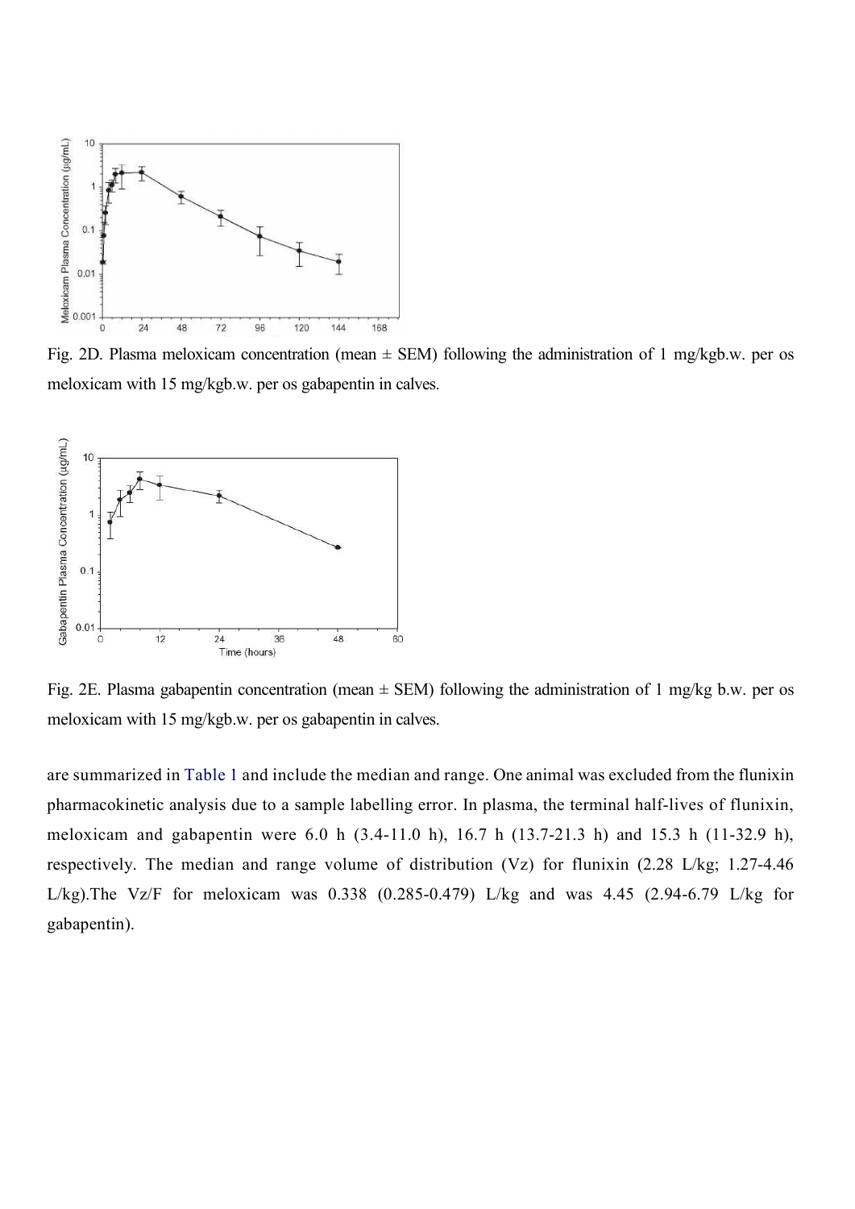Fig. 2D. Plasma meloxicam concentration (mean ± SEM) following the administration of 1 mg/kgb.w. per os meloxicam with 15 mg/kgb.w. per os gabapentin in calves.

Fig. 2E. Plasma gabapentin concentration (mean ± SEM) following the administration of 1 mg/kg b.w. per os meloxicam with 15 mg/kgb.w. per os gabapentin in calves.

are summarized in Table 1 and include the median and range. One animal was excluded from the flunixin pharmacokinetic analysis due to a sample labelling error. In plasma, the terminal half-lives of flunixin, meloxicam and gabapentin were 6.0 h (3.4-11.0 h), 16.7 h (13.7-21.3 h) and 15.3 h (11-32.9 h), respectively. The median and range volume of distribution (Vz) for flunixin (2.28 L/kg; 1.27-4.46 L/kg).The Vz/F for meloxicam was 0.338 (0.285-0.479) L/kg and was 4.45 (2.94-6.79 L/kg for gabapentin).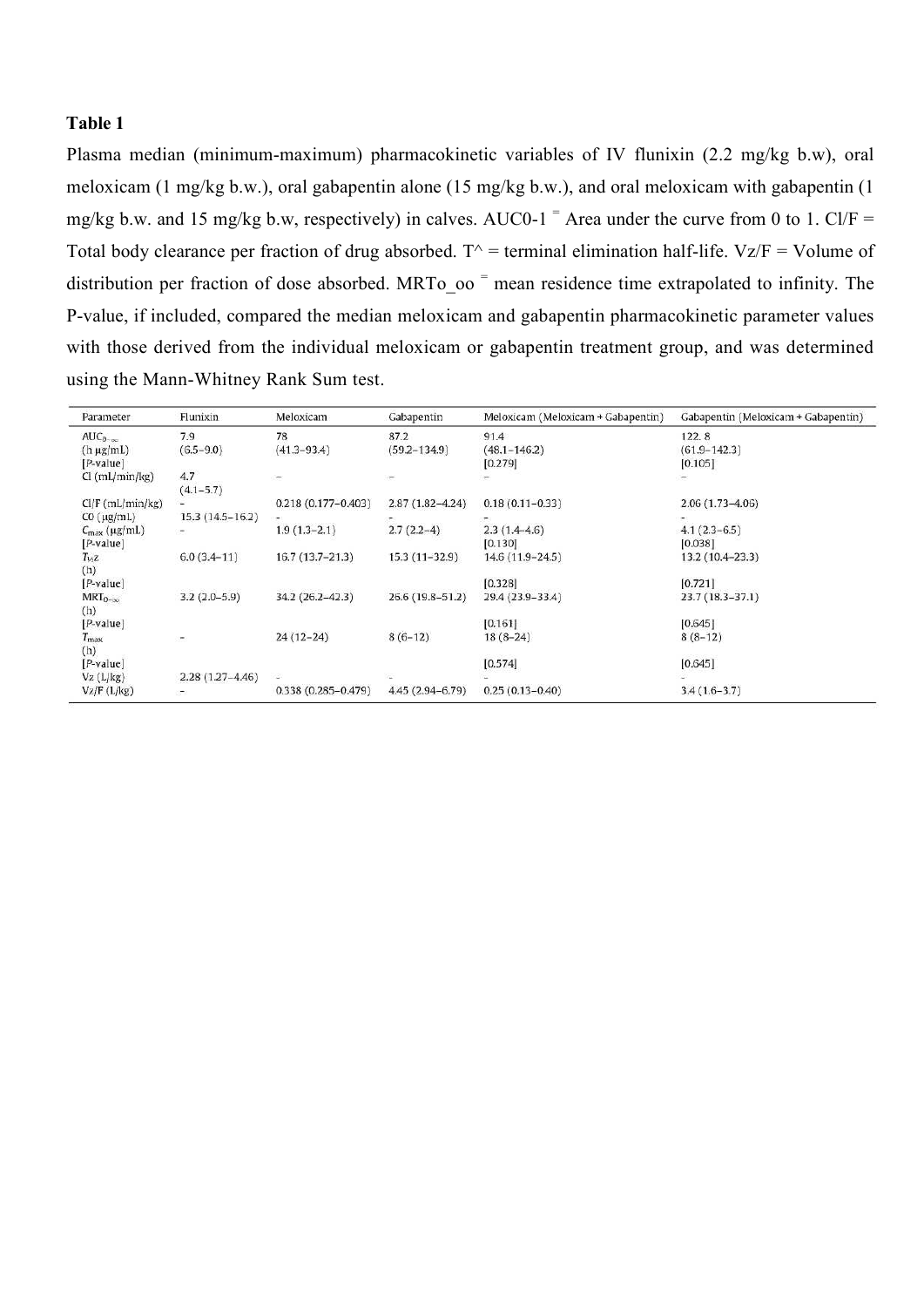**Table 1**

Plasma median (minimum-maximum) pharmacokinetic variables of IV flunixin (2.2 mg/kg b.w), oral meloxicam (1 mg/kg b.w.), oral gabapentin alone (15 mg/kg b.w.), and oral meloxicam with gabapentin (1 mg/kg b.w. and 15 mg/kg b.w, respectively) in calves. AUC0-1 = Area under the curve from 0 to 1. Cl/F = Total body clearance per fraction of drug absorbed. T^ = terminal elimination half-life. Vz/F = Volume of distribution per fraction of dose absorbed. MRTo_oo = mean residence time extrapolated to infinity. The P-value, if included, compared the median meloxicam and gabapentin pharmacokinetic parameter values with those derived from the individual meloxicam or gabapentin treatment group, and was determined using the Mann-Whitney Rank Sum test.

| Parameter | Flunixin | Meloxicam | Gabapentin | Meloxicam (Meloxicam + Gabapentin) | Gabapentin (Meloxicam + Gabapentin) |
|---|---|---|---|---|---|
| $AUC_{0-\infty}$ (h μg/mL) [P-value] | 7.9 (6.5–9.0) | 78 (41.3–93.4) | 87.2 (59.2–134.9) | 91.4 (48.1–146.2) [0.279] | 122. 8 (61.9–142.3) [0.105] |
| Cl (mL/min/kg) | 4.7 (4.1–5.7) | – | – | – | – |
| Cl/F (mL/min/kg) | - | 0.218 (0.177–0.403) | 2.87 (1.82–4.24) | 0.18 (0.11–0.33) | 2.06 (1.73–4.06) |
| C0 (μg/mL) | 15.3 (14.5–16.2) | - | - | - | - |
| $C_{max}$ (μg/mL) [P-value] | - | 1.9 (1.3–2.1) | 2.7 (2.2–4) | 2.3 (1.4–4.6) [0.130] | 4.1 (2.3–6.5) [0.038] |
| $T_{½}z$ (h) [P-value] | 6.0 (3.4–11) | 16.7 (13.7–21.3) | 15.3 (11–32.9) | 14.6 (11.9–24.5) [0.328] | 13.2 (10.4–23.3) [0.721] |
| $MRT_{0-\infty}$ (h) [P-value] | 3.2 (2.0–5.9) | 34.2 (26.2–42.3) | 26.6 (19.8–51.2) | 29.4 (23.9–33.4) [0.161] | 23.7 (18.3–37.1) [0.645] |
| $T_{max}$ (h) [P-value] | - | 24 (12–24) | 8 (6–12) | 18 (8–24) [0.574] | 8 (8–12) [0.645] |
| Vz (L/kg) | 2.28 (1.27–4.46) | - | - | - | - |
| Vz/F (L/kg) | - | 0.338 (0.285–0.479) | 4.45 (2.94–6.79) | 0.25 (0.13–0.40) | 3.4 (1.6–3.7) |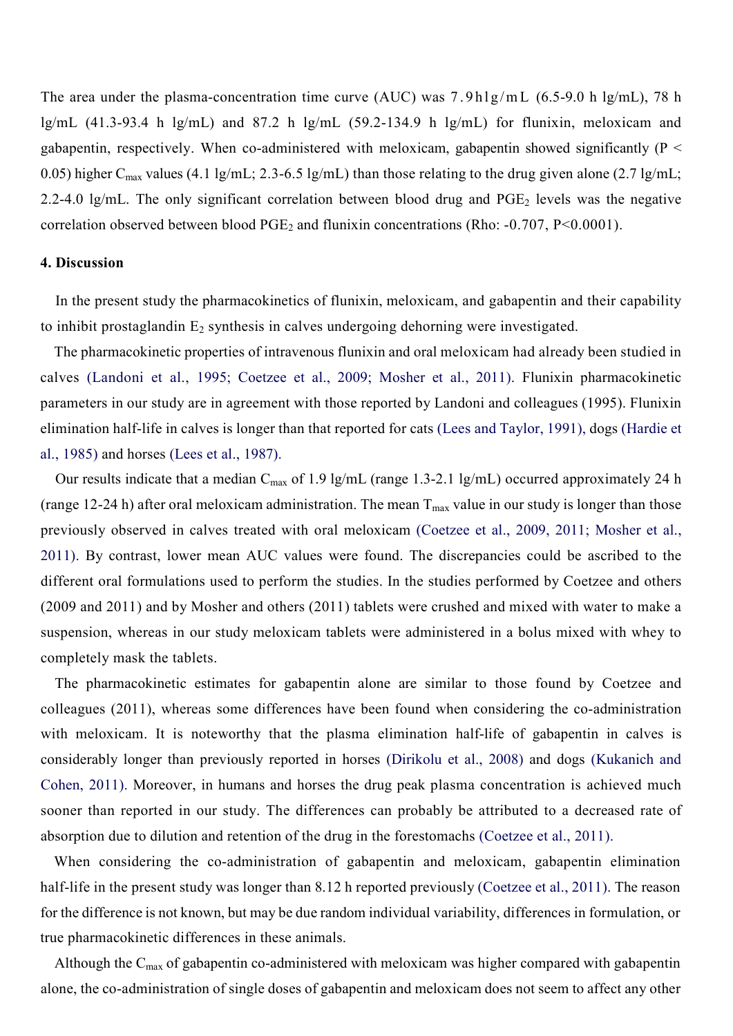The area under the plasma-concentration time curve (AUC) was 7.9 hlg/mL (6.5-9.0 h lg/mL), 78 h lg/mL (41.3-93.4 h lg/mL) and 87.2 h lg/mL (59.2-134.9 h lg/mL) for flunixin, meloxicam and gabapentin, respectively. When co-administered with meloxicam, gabapentin showed significantly ($P < 0.05$) higher $C_{max}$ values (4.1 lg/mL; 2.3-6.5 lg/mL) than those relating to the drug given alone (2.7 lg/mL; 2.2-4.0 lg/mL. The only significant correlation between blood drug and $PGE_2$ levels was the negative correlation observed between blood $PGE_2$ and flunixin concentrations (Rho: -0.707, $P<0.0001$).

#### 4. Discussion

In the present study the pharmacokinetics of flunixin, meloxicam, and gabapentin and their capability to inhibit prostaglandin $E_2$ synthesis in calves undergoing dehorning were investigated.

The pharmacokinetic properties of intravenous flunixin and oral meloxicam had already been studied in calves (Landoni et al., 1995; Coetzee et al., 2009; Mosher et al., 2011). Flunixin pharmacokinetic parameters in our study are in agreement with those reported by Landoni and colleagues (1995). Flunixin elimination half-life in calves is longer than that reported for cats (Lees and Taylor, 1991), dogs (Hardie et al., 1985) and horses (Lees et al., 1987).

Our results indicate that a median $C_{max}$ of 1.9 lg/mL (range 1.3-2.1 lg/mL) occurred approximately 24 h (range 12-24 h) after oral meloxicam administration. The mean $T_{max}$ value in our study is longer than those previously observed in calves treated with oral meloxicam (Coetzee et al., 2009, 2011; Mosher et al., 2011). By contrast, lower mean AUC values were found. The discrepancies could be ascribed to the different oral formulations used to perform the studies. In the studies performed by Coetzee and others (2009 and 2011) and by Mosher and others (2011) tablets were crushed and mixed with water to make a suspension, whereas in our study meloxicam tablets were administered in a bolus mixed with whey to completely mask the tablets.

The pharmacokinetic estimates for gabapentin alone are similar to those found by Coetzee and colleagues (2011), whereas some differences have been found when considering the co-administration with meloxicam. It is noteworthy that the plasma elimination half-life of gabapentin in calves is considerably longer than previously reported in horses (Dirikolu et al., 2008) and dogs (Kukanich and Cohen, 2011). Moreover, in humans and horses the drug peak plasma concentration is achieved much sooner than reported in our study. The differences can probably be attributed to a decreased rate of absorption due to dilution and retention of the drug in the forestomachs (Coetzee et al., 2011).

When considering the co-administration of gabapentin and meloxicam, gabapentin elimination half-life in the present study was longer than 8.12 h reported previously (Coetzee et al., 2011). The reason for the difference is not known, but may be due random individual variability, differences in formulation, or true pharmacokinetic differences in these animals.

Although the $C_{max}$ of gabapentin co-administered with meloxicam was higher compared with gabapentin alone, the co-administration of single doses of gabapentin and meloxicam does not seem to affect any other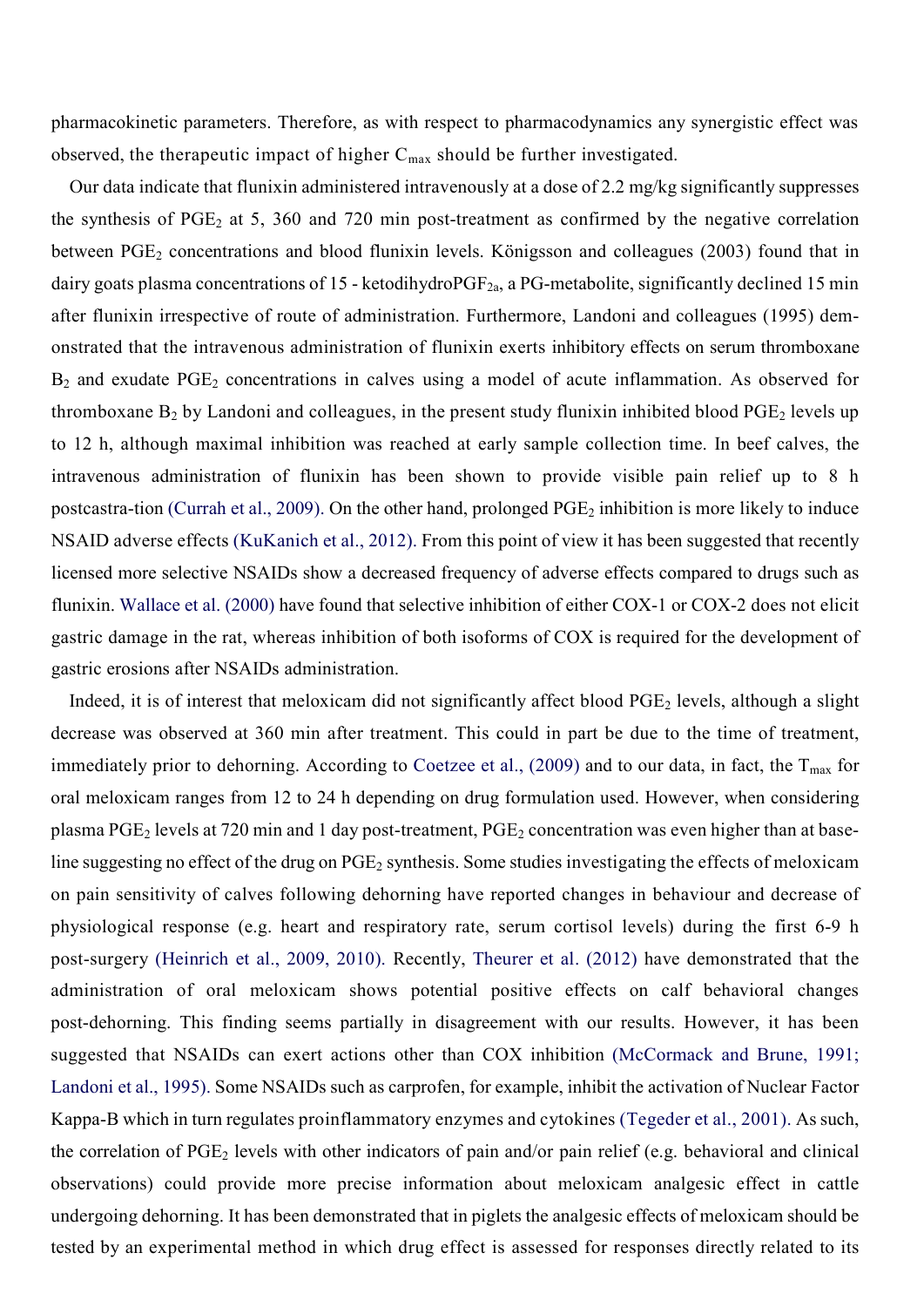pharmacokinetic parameters. Therefore, as with respect to pharmacodynamics any synergistic effect was observed, the therapeutic impact of higher $C_{max}$ should be further investigated.

Our data indicate that flunixin administered intravenously at a dose of 2.2 mg/kg significantly suppresses the synthesis of $PGE_2$ at 5, 360 and 720 min post-treatment as confirmed by the negative correlation between $PGE_2$ concentrations and blood flunixin levels. Königsson and colleagues (2003) found that in dairy goats plasma concentrations of 15 - ketodihydro$PGF_{2a}$, a PG-metabolite, significantly declined 15 min after flunixin irrespective of route of administration. Furthermore, Landoni and colleagues (1995) demonstrated that the intravenous administration of flunixin exerts inhibitory effects on serum thromboxane $B_2$ and exudate $PGE_2$ concentrations in calves using a model of acute inflammation. As observed for thromboxane $B_2$ by Landoni and colleagues, in the present study flunixin inhibited blood $PGE_2$ levels up to 12 h, although maximal inhibition was reached at early sample collection time. In beef calves, the intravenous administration of flunixin has been shown to provide visible pain relief up to 8 h postcastra-tion (Currah et al., 2009). On the other hand, prolonged $PGE_2$ inhibition is more likely to induce NSAID adverse effects (KuKanich et al., 2012). From this point of view it has been suggested that recently licensed more selective NSAIDs show a decreased frequency of adverse effects compared to drugs such as flunixin. Wallace et al. (2000) have found that selective inhibition of either COX-1 or COX-2 does not elicit gastric damage in the rat, whereas inhibition of both isoforms of COX is required for the development of gastric erosions after NSAIDs administration.

Indeed, it is of interest that meloxicam did not significantly affect blood $PGE_2$ levels, although a slight decrease was observed at 360 min after treatment. This could in part be due to the time of treatment, immediately prior to dehorning. According to Coetzee et al., (2009) and to our data, in fact, the $T_{max}$ for oral meloxicam ranges from 12 to 24 h depending on drug formulation used. However, when considering plasma $PGE_2$ levels at 720 min and 1 day post-treatment, $PGE_2$ concentration was even higher than at baseline suggesting no effect of the drug on $PGE_2$ synthesis. Some studies investigating the effects of meloxicam on pain sensitivity of calves following dehorning have reported changes in behaviour and decrease of physiological response (e.g. heart and respiratory rate, serum cortisol levels) during the first 6-9 h post-surgery (Heinrich et al., 2009, 2010). Recently, Theurer et al. (2012) have demonstrated that the administration of oral meloxicam shows potential positive effects on calf behavioral changes post-dehorning. This finding seems partially in disagreement with our results. However, it has been suggested that NSAIDs can exert actions other than COX inhibition (McCormack and Brune, 1991; Landoni et al., 1995). Some NSAIDs such as carprofen, for example, inhibit the activation of Nuclear Factor Kappa-B which in turn regulates proinflammatory enzymes and cytokines (Tegeder et al., 2001). As such, the correlation of $PGE_2$ levels with other indicators of pain and/or pain relief (e.g. behavioral and clinical observations) could provide more precise information about meloxicam analgesic effect in cattle undergoing dehorning. It has been demonstrated that in piglets the analgesic effects of meloxicam should be tested by an experimental method in which drug effect is assessed for responses directly related to its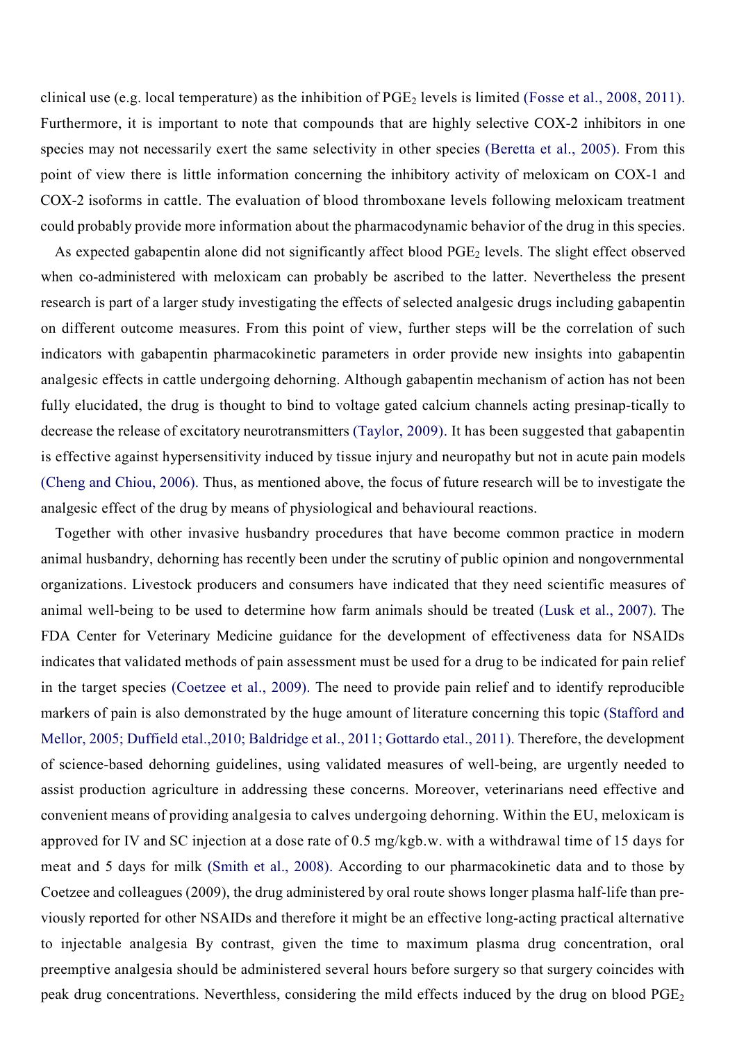clinical use (e.g. local temperature) as the inhibition of $PGE_2$ levels is limited (Fosse et al., 2008, 2011). Furthermore, it is important to note that compounds that are highly selective COX-2 inhibitors in one species may not necessarily exert the same selectivity in other species (Beretta et al., 2005). From this point of view there is little information concerning the inhibitory activity of meloxicam on COX-1 and COX-2 isoforms in cattle. The evaluation of blood thromboxane levels following meloxicam treatment could probably provide more information about the pharmacodynamic behavior of the drug in this species.

As expected gabapentin alone did not significantly affect blood $PGE_2$ levels. The slight effect observed when co-administered with meloxicam can probably be ascribed to the latter. Nevertheless the present research is part of a larger study investigating the effects of selected analgesic drugs including gabapentin on different outcome measures. From this point of view, further steps will be the correlation of such indicators with gabapentin pharmacokinetic parameters in order provide new insights into gabapentin analgesic effects in cattle undergoing dehorning. Although gabapentin mechanism of action has not been fully elucidated, the drug is thought to bind to voltage gated calcium channels acting presinap-tically to decrease the release of excitatory neurotransmitters (Taylor, 2009). It has been suggested that gabapentin is effective against hypersensitivity induced by tissue injury and neuropathy but not in acute pain models (Cheng and Chiou, 2006). Thus, as mentioned above, the focus of future research will be to investigate the analgesic effect of the drug by means of physiological and behavioural reactions.

Together with other invasive husbandry procedures that have become common practice in modern animal husbandry, dehorning has recently been under the scrutiny of public opinion and nongovernmental organizations. Livestock producers and consumers have indicated that they need scientific measures of animal well-being to be used to determine how farm animals should be treated (Lusk et al., 2007). The FDA Center for Veterinary Medicine guidance for the development of effectiveness data for NSAIDs indicates that validated methods of pain assessment must be used for a drug to be indicated for pain relief in the target species (Coetzee et al., 2009). The need to provide pain relief and to identify reproducible markers of pain is also demonstrated by the huge amount of literature concerning this topic (Stafford and Mellor, 2005; Duffield etal.,2010; Baldridge et al., 2011; Gottardo etal., 2011). Therefore, the development of science-based dehorning guidelines, using validated measures of well-being, are urgently needed to assist production agriculture in addressing these concerns. Moreover, veterinarians need effective and convenient means of providing analgesia to calves undergoing dehorning. Within the EU, meloxicam is approved for IV and SC injection at a dose rate of 0.5 mg/kgb.w. with a withdrawal time of 15 days for meat and 5 days for milk (Smith et al., 2008). According to our pharmacokinetic data and to those by Coetzee and colleagues (2009), the drug administered by oral route shows longer plasma half-life than pre-viously reported for other NSAIDs and therefore it might be an effective long-acting practical alternative to injectable analgesia By contrast, given the time to maximum plasma drug concentration, oral preemptive analgesia should be administered several hours before surgery so that surgery coincides with peak drug concentrations. Nevertheless, considering the mild effects induced by the drug on blood $PGE_2$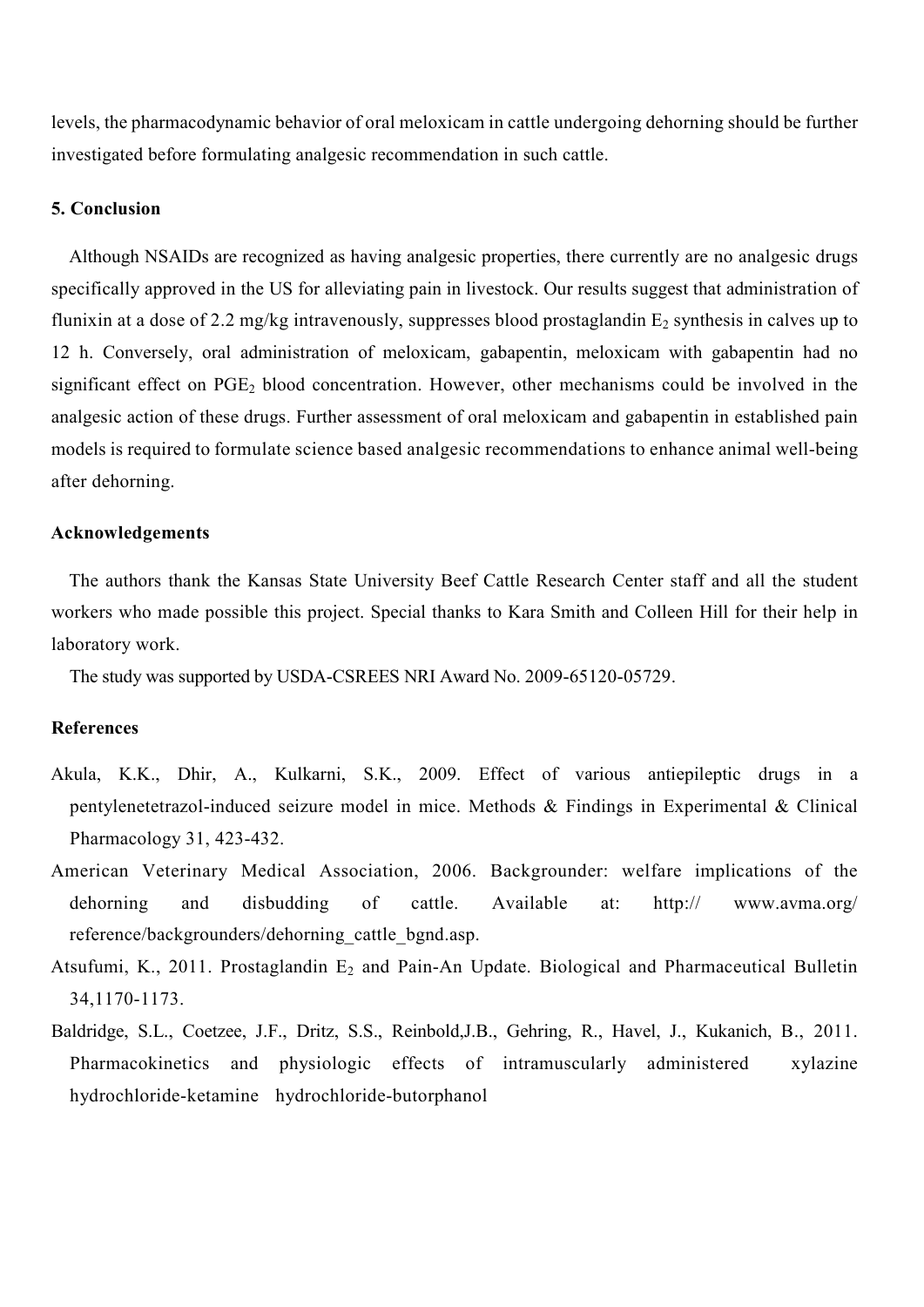levels, the pharmacodynamic behavior of oral meloxicam in cattle undergoing dehorning should be further investigated before formulating analgesic recommendation in such cattle.

## 5. Conclusion

Although NSAIDs are recognized as having analgesic properties, there currently are no analgesic drugs specifically approved in the US for alleviating pain in livestock. Our results suggest that administration of flunixin at a dose of 2.2 mg/kg intravenously, suppresses blood prostaglandin $E_2$ synthesis in calves up to 12 h. Conversely, oral administration of meloxicam, gabapentin, meloxicam with gabapentin had no significant effect on $PGE_2$ blood concentration. However, other mechanisms could be involved in the analgesic action of these drugs. Further assessment of oral meloxicam and gabapentin in established pain models is required to formulate science based analgesic recommendations to enhance animal well-being after dehorning.

## Acknowledgements

The authors thank the Kansas State University Beef Cattle Research Center staff and all the student workers who made possible this project. Special thanks to Kara Smith and Colleen Hill for their help in laboratory work.

The study was supported by USDA-CSREES NRI Award No. 2009-65120-05729.

## References

Akula, K.K., Dhir, A., Kulkarni, S.K., 2009. Effect of various antiepileptic drugs in a pentylenetetrazol-induced seizure model in mice. Methods & Findings in Experimental & Clinical Pharmacology 31, 423-432.

American Veterinary Medical Association, 2006. Backgrounder: welfare implications of the dehorning and disbudding of cattle. Available at: http:// www.avma.org/ reference/backgrounders/dehorning_cattle_bgnd.asp.

Atsufumi, K., 2011. Prostaglandin $E_2$ and Pain-An Update. Biological and Pharmaceutical Bulletin 34,1170-1173.

Baldridge, S.L., Coetzee, J.F., Dritz, S.S., Reinbold,J.B., Gehring, R., Havel, J., Kukanich, B., 2011. Pharmacokinetics and physiologic effects of intramuscularly administered xylazine hydrochloride-ketamine hydrochloride-butorphanol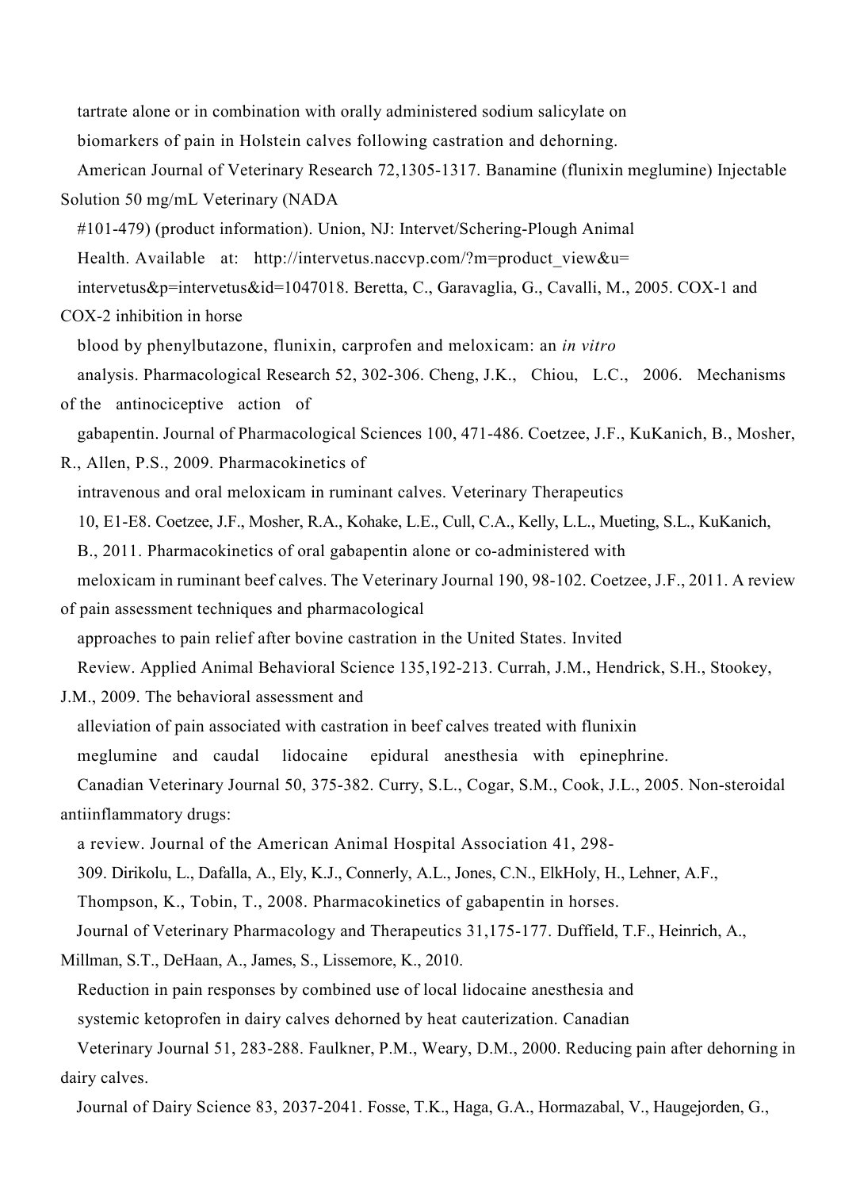tartrate alone or in combination with orally administered sodium salicylate on biomarkers of pain in Holstein calves following castration and dehorning. American Journal of Veterinary Research 72,1305-1317.

Banamine (flunixin meglumine) Injectable Solution 50 mg/mL Veterinary (NADA #101-479) (product information). Union, NJ: Intervet/Schering-Plough Animal Health. Available at: http://intervetus.naccvp.com/?m=product_view&u=intervetus&p=intervetus&id=1047018.

Beretta, C., Garavaglia, G., Cavalli, M., 2005. COX-1 and COX-2 inhibition in horse blood by phenylbutazone, flunixin, carprofen and meloxicam: an *in vitro* analysis. Pharmacological Research 52, 302-306.

Cheng, J.K., Chiou, L.C., 2006. Mechanisms of the antinociceptive action of gabapentin. Journal of Pharmacological Sciences 100, 471-486.

Coetzee, J.F., KuKanich, B., Mosher, R., Allen, P.S., 2009. Pharmacokinetics of intravenous and oral meloxicam in ruminant calves. Veterinary Therapeutics 10, E1-E8.

Coetzee, J.F., Mosher, R.A., Kohake, L.E., Cull, C.A., Kelly, L.L., Mueting, S.L., KuKanich, B., 2011. Pharmacokinetics of oral gabapentin alone or co-administered with meloxicam in ruminant beef calves. The Veterinary Journal 190, 98-102.

Coetzee, J.F., 2011. A review of pain assessment techniques and pharmacological approaches to pain relief after bovine castration in the United States. Invited Review. Applied Animal Behavioral Science 135,192-213.

Currah, J.M., Hendrick, S.H., Stookey, J.M., 2009. The behavioral assessment and alleviation of pain associated with castration in beef calves treated with flunixin meglumine and caudal lidocaine epidural anesthesia with epinephrine. Canadian Veterinary Journal 50, 375-382.

Curry, S.L., Cogar, S.M., Cook, J.L., 2005. Non-steroidal antiinflammatory drugs: a review. Journal of the American Animal Hospital Association 41, 298-309.

Dirikolu, L., Dafalla, A., Ely, K.J., Connerly, A.L., Jones, C.N., ElkHoly, H., Lehner, A.F., Thompson, K., Tobin, T., 2008. Pharmacokinetics of gabapentin in horses. Journal of Veterinary Pharmacology and Therapeutics 31,175-177.

Duffield, T.F., Heinrich, A., Millman, S.T., DeHaan, A., James, S., Lissemore, K., 2010. Reduction in pain responses by combined use of local lidocaine anesthesia and systemic ketoprofen in dairy calves dehorned by heat cauterization. Canadian Veterinary Journal 51, 283-288.

Faulkner, P.M., Weary, D.M., 2000. Reducing pain after dehorning in dairy calves. Journal of Dairy Science 83, 2037-2041.

Fosse, T.K., Haga, G.A., Hormazabal, V., Haugejorden, G.,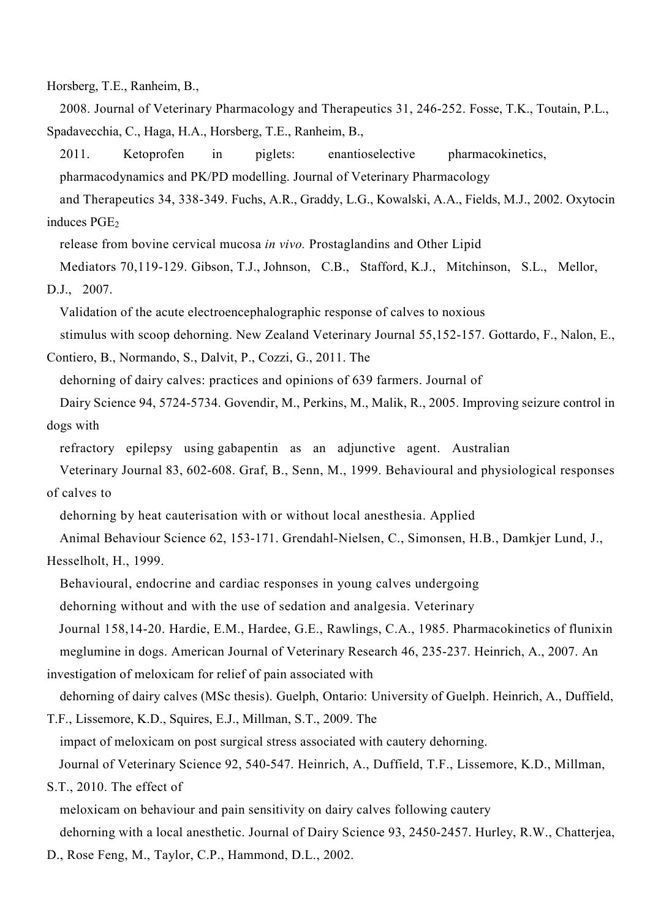Horsberg, T.E., Ranheim, B., 2008. Journal of Veterinary Pharmacology and Therapeutics 31, 246-252.

Fosse, T.K., Toutain, P.L., Spadavecchia, C., Haga, H.A., Horsberg, T.E., Ranheim, B., 2011. Ketoprofen in piglets: enantioselective pharmacokinetics, pharmacodynamics and PK/PD modelling. Journal of Veterinary Pharmacology and Therapeutics 34, 338-349.

Fuchs, A.R., Graddy, L.G., Kowalski, A.A., Fields, M.J., 2002. Oxytocin induces $PGE_2$ release from bovine cervical mucosa *in vivo.* Prostaglandins and Other Lipid Mediators 70,119-129.

Gibson, T.J., Johnson, C.B., Stafford, K.J., Mitchinson, S.L., Mellor, D.J., 2007. Validation of the acute electroencephalographic response of calves to noxious stimulus with scoop dehorning. New Zealand Veterinary Journal 55,152-157.

Gottardo, F., Nalon, E., Contiero, B., Normando, S., Dalvit, P., Cozzi, G., 2011. The dehorning of dairy calves: practices and opinions of 639 farmers. Journal of Dairy Science 94, 5724-5734.

Govendir, M., Perkins, M., Malik, R., 2005. Improving seizure control in dogs with refractory epilepsy using gabapentin as an adjunctive agent. Australian Veterinary Journal 83, 602-608.

Graf, B., Senn, M., 1999. Behavioural and physiological responses of calves to dehorning by heat cauterisation with or without local anesthesia. Applied Animal Behaviour Science 62, 153-171.

Grendahl-Nielsen, C., Simonsen, H.B., Damkjer Lund, J., Hesselholt, H., 1999. Behavioural, endocrine and cardiac responses in young calves undergoing dehorning without and with the use of sedation and analgesia. Veterinary Journal 158,14-20.

Hardie, E.M., Hardee, G.E., Rawlings, C.A., 1985. Pharmacokinetics of flunixin meglumine in dogs. American Journal of Veterinary Research 46, 235-237.

Heinrich, A., 2007. An investigation of meloxicam for relief of pain associated with dehorning of dairy calves (MSc thesis). Guelph, Ontario: University of Guelph.

Heinrich, A., Duffield, T.F., Lissemore, K.D., Squires, E.J., Millman, S.T., 2009. The impact of meloxicam on post surgical stress associated with cautery dehorning. Journal of Veterinary Science 92, 540-547.

Heinrich, A., Duffield, T.F., Lissemore, K.D., Millman, S.T., 2010. The effect of meloxicam on behaviour and pain sensitivity on dairy calves following cautery dehorning with a local anesthetic. Journal of Dairy Science 93, 2450-2457.

Hurley, R.W., Chatterjea, D., Rose Feng, M., Taylor, C.P., Hammond, D.L., 2002.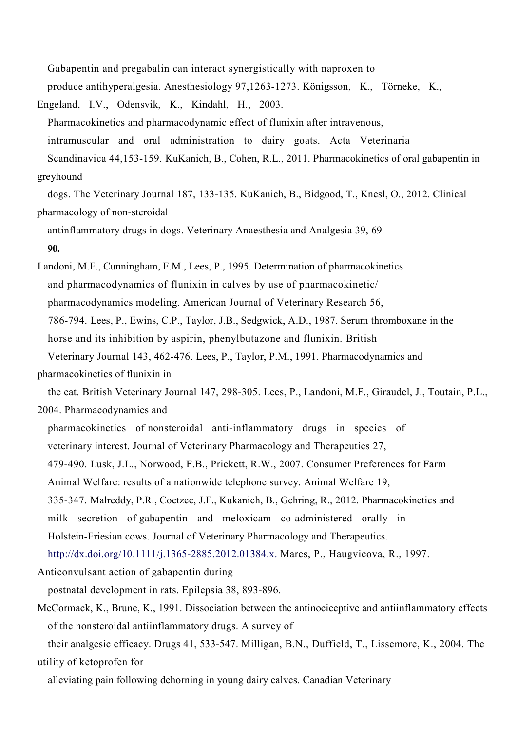Gabapentin and pregabalin can interact synergistically with naproxen to produce antihyperalgesia. Anesthesiology 97,1263-1273.

Königsson, K., Törneke, K., Engeland, I.V., Odensvik, K., Kindahl, H., 2003. Pharmacokinetics and pharmacodynamic effect of flunixin after intravenous, intramuscular and oral administration to dairy goats. Acta Veterinaria Scandinavica 44,153-159.

KuKanich, B., Cohen, R.L., 2011. Pharmacokinetics of oral gabapentin in greyhound dogs. The Veterinary Journal 187, 133-135.

KuKanich, B., Bidgood, T., Knesl, O., 2012. Clinical pharmacology of non-steroidal antinflammatory drugs in dogs. Veterinary Anaesthesia and Analgesia 39, 69-**90.**

Landoni, M.F., Cunningham, F.M., Lees, P., 1995. Determination of pharmacokinetics and pharmacodynamics of flunixin in calves by use of pharmacokinetic/ pharmacodynamics modeling. American Journal of Veterinary Research 56, 786-794.

Lees, P., Ewins, C.P., Taylor, J.B., Sedgwick, A.D., 1987. Serum thromboxane in the horse and its inhibition by aspirin, phenylbutazone and flunixin. British Veterinary Journal 143, 462-476.

Lees, P., Taylor, P.M., 1991. Pharmacodynamics and pharmacokinetics of flunixin in the cat. British Veterinary Journal 147, 298-305.

Lees, P., Landoni, M.F., Giraudel, J., Toutain, P.L., 2004. Pharmacodynamics and pharmacokinetics of nonsteroidal anti-inflammatory drugs in species of veterinary interest. Journal of Veterinary Pharmacology and Therapeutics 27, 479-490.

Lusk, J.L., Norwood, F.B., Prickett, R.W., 2007. Consumer Preferences for Farm Animal Welfare: results of a nationwide telephone survey. Animal Welfare 19, 335-347.

Malreddy, P.R., Coetzee, J.F., Kukanich, B., Gehring, R., 2012. Pharmacokinetics and milk secretion of gabapentin and meloxicam co-administered orally in Holstein-Friesian cows. Journal of Veterinary Pharmacology and Therapeutics. http://dx.doi.org/10.1111/j.1365-2885.2012.01384.x.

Mares, P., Haugvicova, R., 1997. Anticonvulsant action of gabapentin during postnatal development in rats. Epilepsia 38, 893-896.

McCormack, K., Brune, K., 1991. Dissociation between the antinociceptive and antiinflammatory effects of the nonsteroidal antiinflammatory drugs. A survey of their analgesic efficacy. Drugs 41, 533-547.

Milligan, B.N., Duffield, T., Lissemore, K., 2004. The utility of ketoprofen for alleviating pain following dehorning in young dairy calves. Canadian Veterinary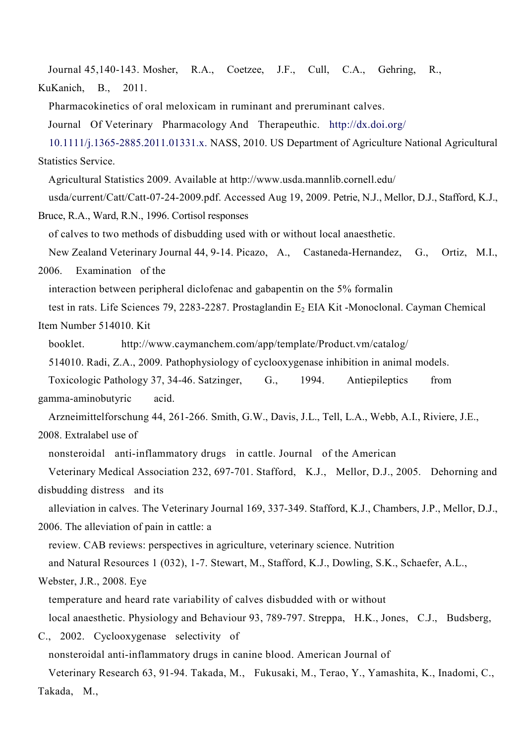Journal 45,140-143. Mosher, R.A., Coetzee, J.F., Cull, C.A., Gehring, R., KuKanich, B., 2011.

Pharmacokinetics of oral meloxicam in ruminant and preruminant calves.

Journal Of Veterinary Pharmacology And Therapeuthic. http://dx.doi.org/10.1111/j.1365-2885.2011.01331.x. NASS, 2010. US Department of Agriculture National Agricultural Statistics Service.

Agricultural Statistics 2009. Available at http://www.usda.mannlib.cornell.edu/usda/current/Catt/Catt-07-24-2009.pdf. Accessed Aug 19, 2009. Petrie, N.J., Mellor, D.J., Stafford, K.J., Bruce, R.A., Ward, R.N., 1996. Cortisol responses of calves to two methods of disbudding used with or without local anaesthetic.

New Zealand Veterinary Journal 44, 9-14. Picazo, A., Castaneda-Hernandez, G., Ortiz, M.I., 2006. Examination of the interaction between peripheral diclofenac and gabapentin on the 5% formalin test in rats. Life Sciences 79, 2283-2287. Prostaglandin $E_2$ EIA Kit -Monoclonal. Cayman Chemical Item Number 514010. Kit booklet. http://www.caymanchem.com/app/template/Product.vm/catalog/514010. Radi, Z.A., 2009. Pathophysiology of cyclooxygenase inhibition in animal models.

Toxicologic Pathology 37, 34-46. Satzinger, G., 1994. Antiepileptics from gamma-aminobutyric acid.

Arzneimittelforschung 44, 261-266. Smith, G.W., Davis, J.L., Tell, L.A., Webb, A.I., Riviere, J.E., 2008. Extralabel use of nonsteroidal anti-inflammatory drugs in cattle. Journal of the American Veterinary Medical Association 232, 697-701. Stafford, K.J., Mellor, D.J., 2005. Dehorning and disbudding distress and its alleviation in calves. The Veterinary Journal 169, 337-349. Stafford, K.J., Chambers, J.P., Mellor, D.J., 2006. The alleviation of pain in cattle: a review. CAB reviews: perspectives in agriculture, veterinary science. Nutrition and Natural Resources 1 (032), 1-7. Stewart, M., Stafford, K.J., Dowling, S.K., Schaefer, A.L., Webster, J.R., 2008. Eye temperature and heard rate variability of calves disbudded with or without local anaesthetic. Physiology and Behaviour 93, 789-797. Streppa, H.K., Jones, C.J., Budsberg, C., 2002. Cyclooxygenase selectivity of nonsteroidal anti-inflammatory drugs in canine blood. American Journal of Veterinary Research 63, 91-94. Takada, M., Fukusaki, M., Terao, Y., Yamashita, K., Inadomi, C., Takada, M.,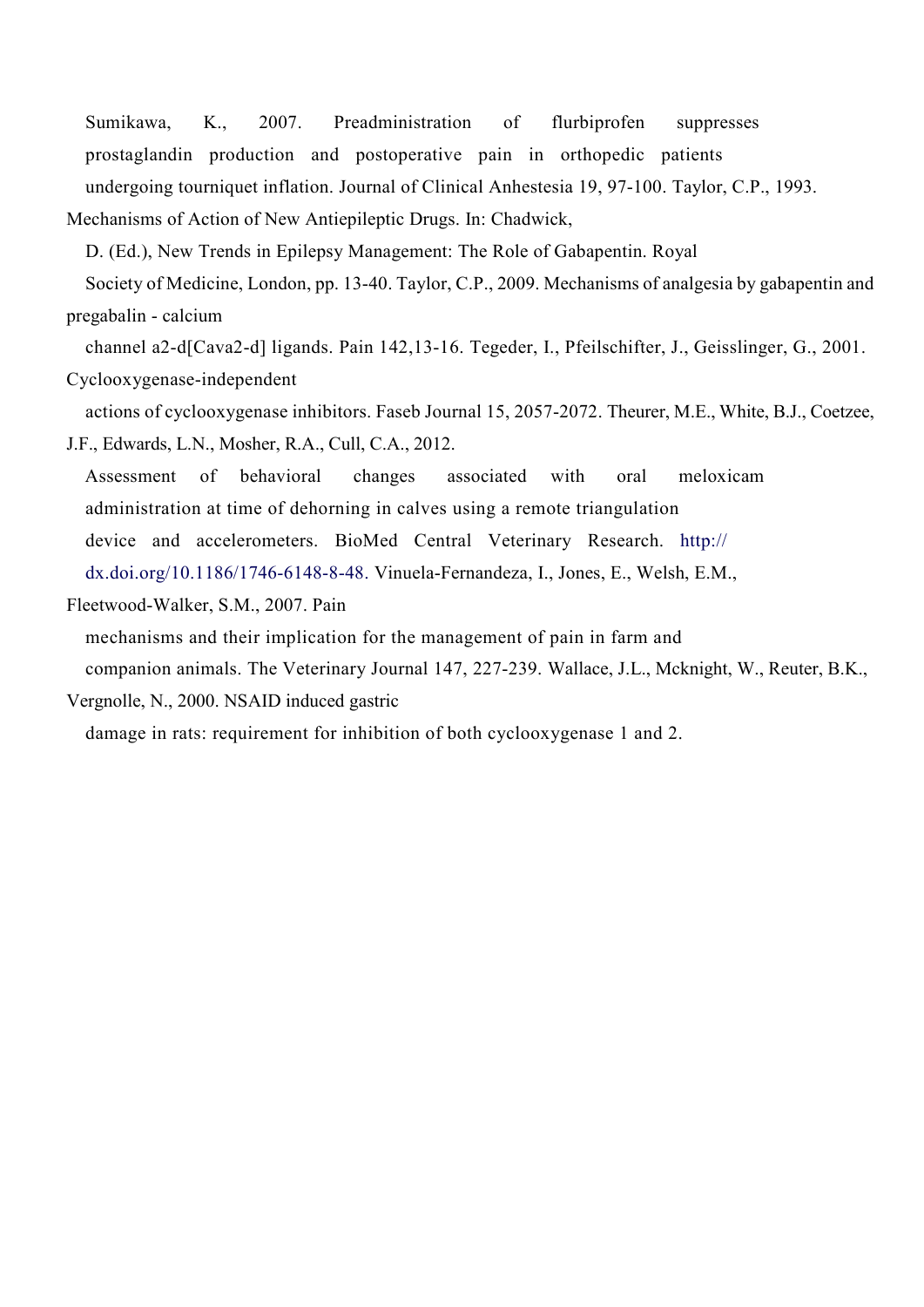Sumikawa, K., 2007. Preadministration of flurbiprofen suppresses prostaglandin production and postoperative pain in orthopedic patients undergoing tourniquet inflation. Journal of Clinical Anhestesia 19, 97-100. Taylor, C.P., 1993. Mechanisms of Action of New Antiepileptic Drugs. In: Chadwick, D. (Ed.), New Trends in Epilepsy Management: The Role of Gabapentin. Royal Society of Medicine, London, pp. 13-40. Taylor, C.P., 2009. Mechanisms of analgesia by gabapentin and pregabalin - calcium channel a2-d[Cava2-d] ligands. Pain 142,13-16. Tegeder, I., Pfeilschifter, J., Geisslinger, G., 2001. Cyclooxygenase-independent actions of cyclooxygenase inhibitors. Faseb Journal 15, 2057-2072. Theurer, M.E., White, B.J., Coetzee, J.F., Edwards, L.N., Mosher, R.A., Cull, C.A., 2012. Assessment of behavioral changes associated with oral meloxicam administration at time of dehorning in calves using a remote triangulation device and accelerometers. BioMed Central Veterinary Research. http://dx.doi.org/10.1186/1746-6148-8-48. Vinuela-Fernandeza, I., Jones, E., Welsh, E.M., Fleetwood-Walker, S.M., 2007. Pain mechanisms and their implication for the management of pain in farm and companion animals. The Veterinary Journal 147, 227-239. Wallace, J.L., Mcknight, W., Reuter, B.K., Vergnolle, N., 2000. NSAID induced gastric damage in rats: requirement for inhibition of both cyclooxygenase 1 and 2.